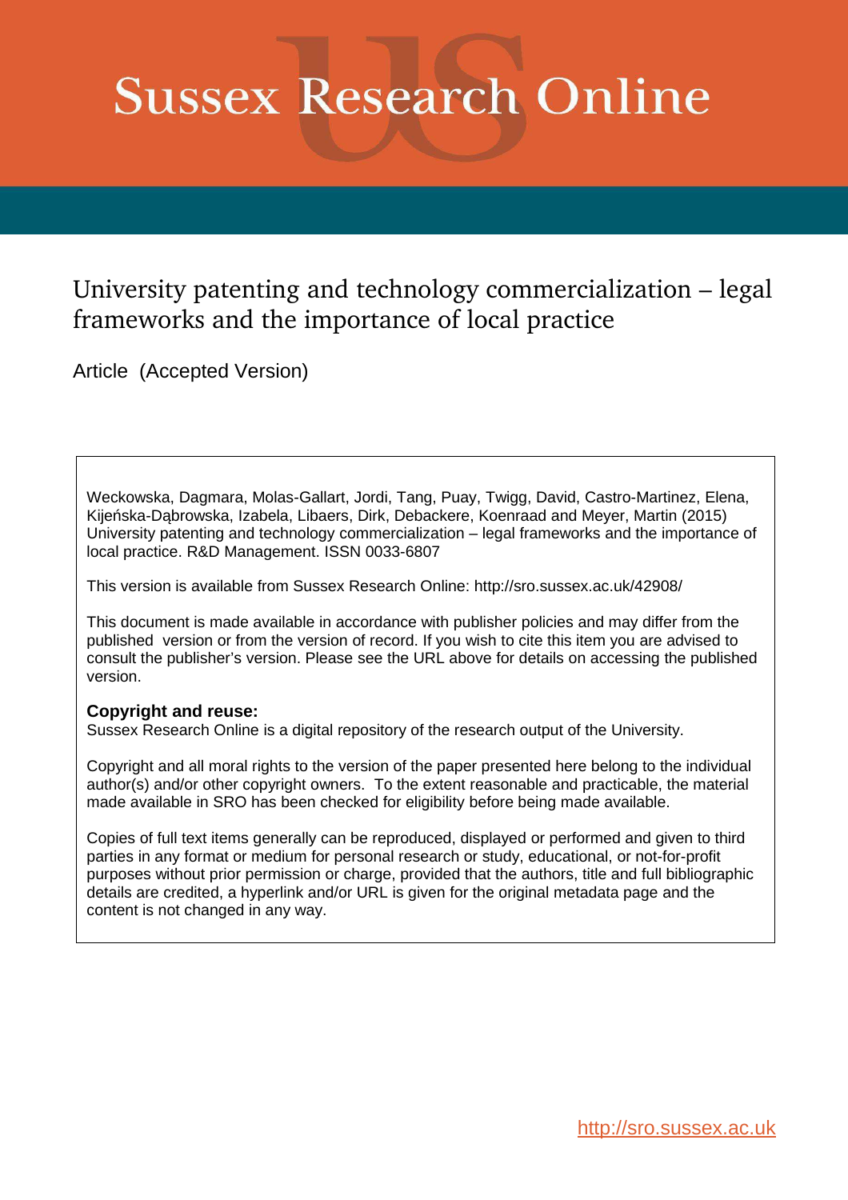# Sussex Research Online

## University patenting and technology commercialization – legal frameworks and the importance of local practice

Article (Accepted Version)

Weckowska, Dagmara, Molas-Gallart, Jordi, Tang, Puay, Twigg, David, Castro-Martinez, Elena, Kijeńska-Dąbrowska, Izabela, Libaers, Dirk, Debackere, Koenraad and Meyer, Martin (2015) University patenting and technology commercialization – legal frameworks and the importance of local practice. R&D Management. ISSN 0033-6807

This version is available from Sussex Research Online: http://sro.sussex.ac.uk/42908/

This document is made available in accordance with publisher policies and may differ from the published version or from the version of record. If you wish to cite this item you are advised to consult the publisher's version. Please see the URL above for details on accessing the published version.

**Copyright and reuse:**
Sussex Research Online is a digital repository of the research output of the University.

Copyright and all moral rights to the version of the paper presented here belong to the individual author(s) and/or other copyright owners. To the extent reasonable and practicable, the material made available in SRO has been checked for eligibility before being made available.

Copies of full text items generally can be reproduced, displayed or performed and given to third parties in any format or medium for personal research or study, educational, or not-for-profit purposes without prior permission or charge, provided that the authors, title and full bibliographic details are credited, a hyperlink and/or URL is given for the original metadata page and the content is not changed in any way.

http://sro.sussex.ac.uk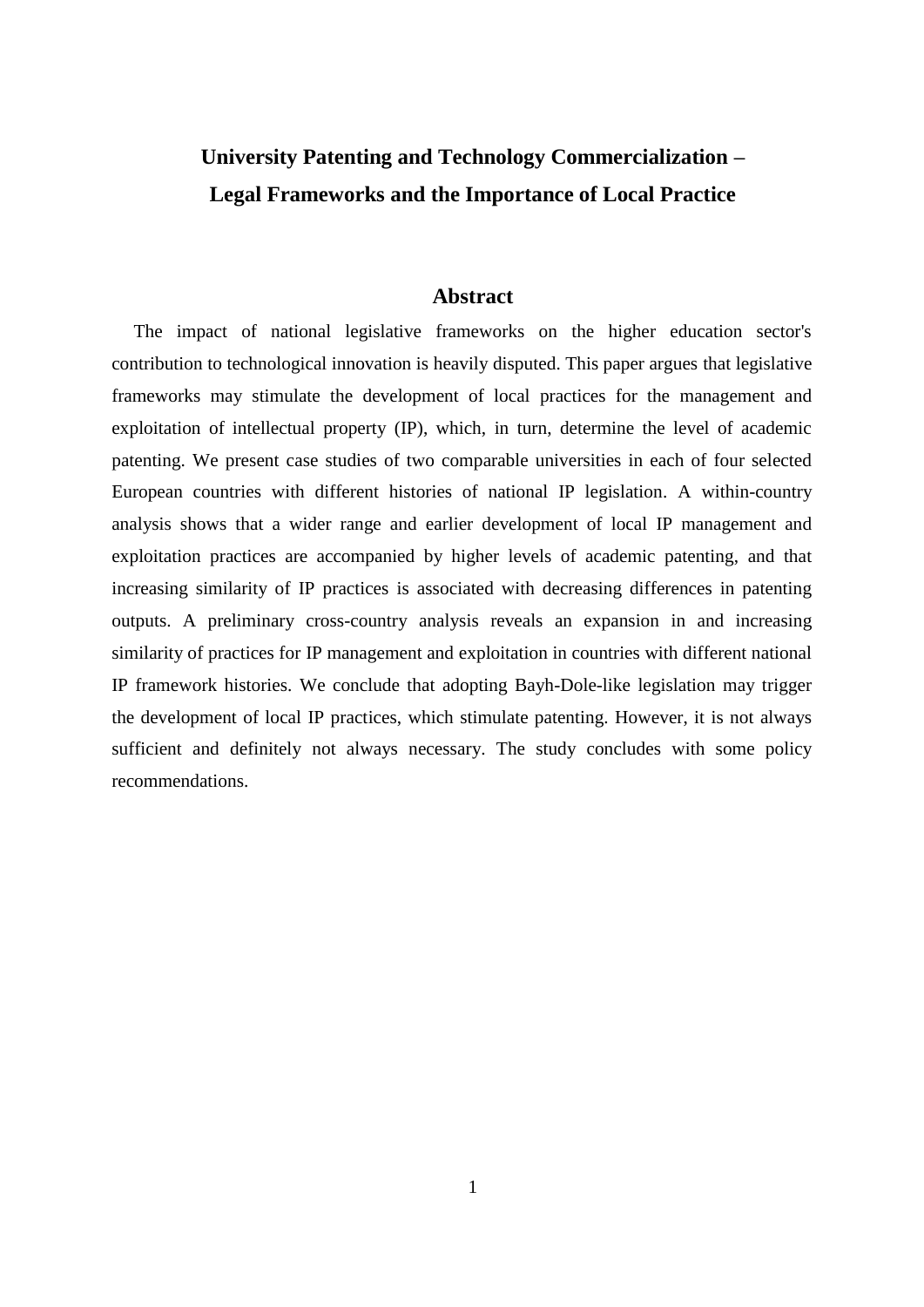# University Patenting and Technology Commercialization – Legal Frameworks and the Importance of Local Practice

## Abstract

The impact of national legislative frameworks on the higher education sector's contribution to technological innovation is heavily disputed. This paper argues that legislative frameworks may stimulate the development of local practices for the management and exploitation of intellectual property (IP), which, in turn, determine the level of academic patenting. We present case studies of two comparable universities in each of four selected European countries with different histories of national IP legislation. A within-country analysis shows that a wider range and earlier development of local IP management and exploitation practices are accompanied by higher levels of academic patenting, and that increasing similarity of IP practices is associated with decreasing differences in patenting outputs. A preliminary cross-country analysis reveals an expansion in and increasing similarity of practices for IP management and exploitation in countries with different national IP framework histories. We conclude that adopting Bayh-Dole-like legislation may trigger the development of local IP practices, which stimulate patenting. However, it is not always sufficient and definitely not always necessary. The study concludes with some policy recommendations.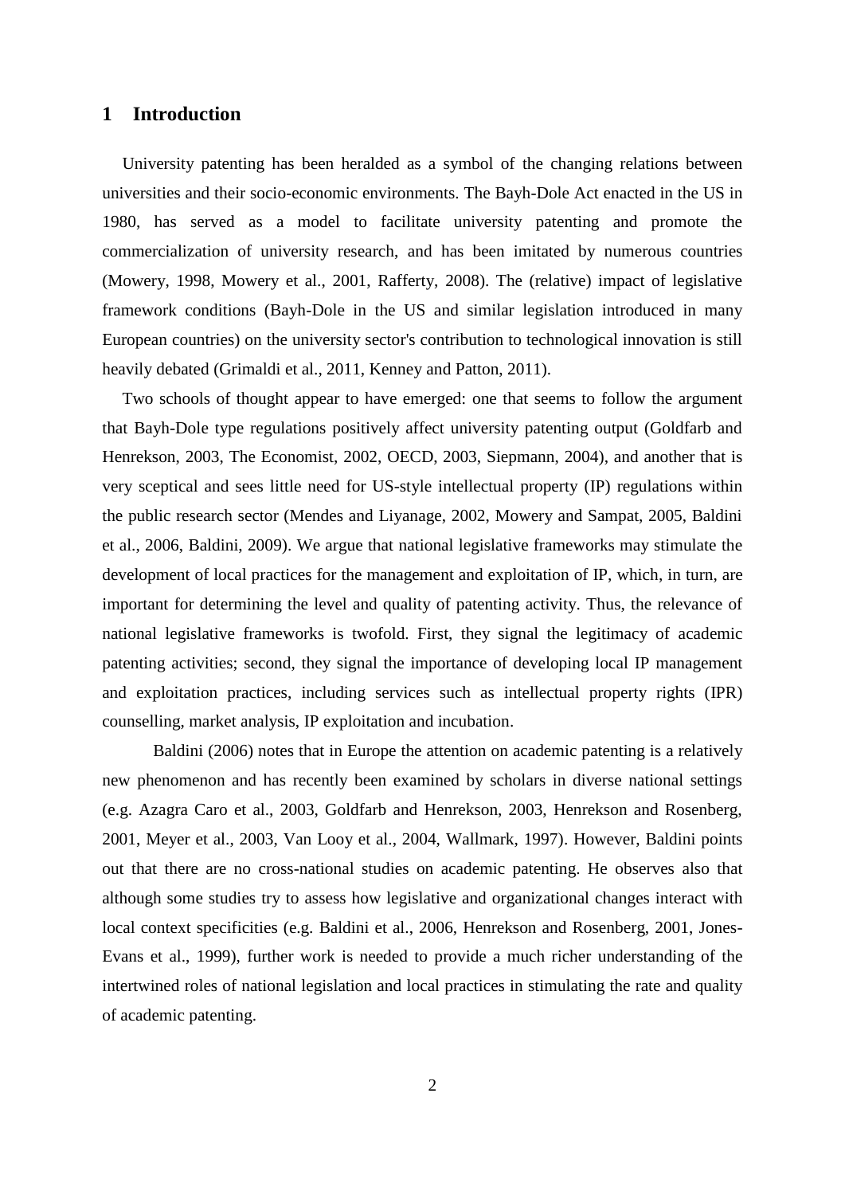# 1 Introduction

University patenting has been heralded as a symbol of the changing relations between universities and their socio-economic environments. The Bayh-Dole Act enacted in the US in 1980, has served as a model to facilitate university patenting and promote the commercialization of university research, and has been imitated by numerous countries (Mowery, 1998, Mowery et al., 2001, Rafferty, 2008). The (relative) impact of legislative framework conditions (Bayh-Dole in the US and similar legislation introduced in many European countries) on the university sector's contribution to technological innovation is still heavily debated (Grimaldi et al., 2011, Kenney and Patton, 2011).

Two schools of thought appear to have emerged: one that seems to follow the argument that Bayh-Dole type regulations positively affect university patenting output (Goldfarb and Henrekson, 2003, The Economist, 2002, OECD, 2003, Siepmann, 2004), and another that is very sceptical and sees little need for US-style intellectual property (IP) regulations within the public research sector (Mendes and Liyanage, 2002, Mowery and Sampat, 2005, Baldini et al., 2006, Baldini, 2009). We argue that national legislative frameworks may stimulate the development of local practices for the management and exploitation of IP, which, in turn, are important for determining the level and quality of patenting activity. Thus, the relevance of national legislative frameworks is twofold. First, they signal the legitimacy of academic patenting activities; second, they signal the importance of developing local IP management and exploitation practices, including services such as intellectual property rights (IPR) counselling, market analysis, IP exploitation and incubation.

Baldini (2006) notes that in Europe the attention on academic patenting is a relatively new phenomenon and has recently been examined by scholars in diverse national settings (e.g. Azagra Caro et al., 2003, Goldfarb and Henrekson, 2003, Henrekson and Rosenberg, 2001, Meyer et al., 2003, Van Looy et al., 2004, Wallmark, 1997). However, Baldini points out that there are no cross-national studies on academic patenting. He observes also that although some studies try to assess how legislative and organizational changes interact with local context specificities (e.g. Baldini et al., 2006, Henrekson and Rosenberg, 2001, Jones-Evans et al., 1999), further work is needed to provide a much richer understanding of the intertwined roles of national legislation and local practices in stimulating the rate and quality of academic patenting.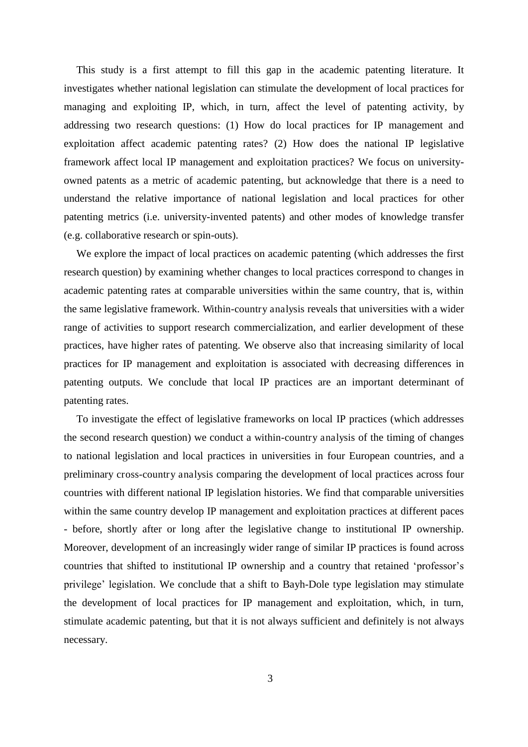This study is a first attempt to fill this gap in the academic patenting literature. It investigates whether national legislation can stimulate the development of local practices for managing and exploiting IP, which, in turn, affect the level of patenting activity, by addressing two research questions: (1) How do local practices for IP management and exploitation affect academic patenting rates? (2) How does the national IP legislative framework affect local IP management and exploitation practices? We focus on university-owned patents as a metric of academic patenting, but acknowledge that there is a need to understand the relative importance of national legislation and local practices for other patenting metrics (i.e. university-invented patents) and other modes of knowledge transfer (e.g. collaborative research or spin-outs).

We explore the impact of local practices on academic patenting (which addresses the first research question) by examining whether changes to local practices correspond to changes in academic patenting rates at comparable universities within the same country, that is, within the same legislative framework. Within-country analysis reveals that universities with a wider range of activities to support research commercialization, and earlier development of these practices, have higher rates of patenting. We observe also that increasing similarity of local practices for IP management and exploitation is associated with decreasing differences in patenting outputs. We conclude that local IP practices are an important determinant of patenting rates.

To investigate the effect of legislative frameworks on local IP practices (which addresses the second research question) we conduct a within-country analysis of the timing of changes to national legislation and local practices in universities in four European countries, and a preliminary cross-country analysis comparing the development of local practices across four countries with different national IP legislation histories. We find that comparable universities within the same country develop IP management and exploitation practices at different paces - before, shortly after or long after the legislative change to institutional IP ownership. Moreover, development of an increasingly wider range of similar IP practices is found across countries that shifted to institutional IP ownership and a country that retained 'professor's privilege' legislation. We conclude that a shift to Bayh-Dole type legislation may stimulate the development of local practices for IP management and exploitation, which, in turn, stimulate academic patenting, but that it is not always sufficient and definitely is not always necessary.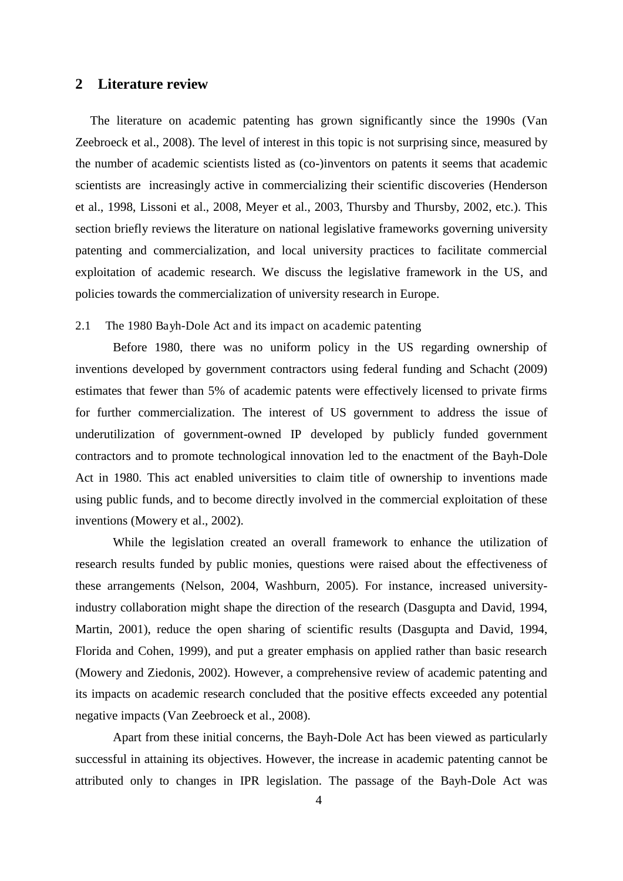## 2 Literature review

The literature on academic patenting has grown significantly since the 1990s (Van Zeebroeck et al., 2008). The level of interest in this topic is not surprising since, measured by the number of academic scientists listed as (co-)inventors on patents it seems that academic scientists are increasingly active in commercializing their scientific discoveries (Henderson et al., 1998, Lissoni et al., 2008, Meyer et al., 2003, Thursby and Thursby, 2002, etc.). This section briefly reviews the literature on national legislative frameworks governing university patenting and commercialization, and local university practices to facilitate commercial exploitation of academic research. We discuss the legislative framework in the US, and policies towards the commercialization of university research in Europe.

### 2.1 The 1980 Bayh-Dole Act and its impact on academic patenting

Before 1980, there was no uniform policy in the US regarding ownership of inventions developed by government contractors using federal funding and Schacht (2009) estimates that fewer than 5% of academic patents were effectively licensed to private firms for further commercialization. The interest of US government to address the issue of underutilization of government-owned IP developed by publicly funded government contractors and to promote technological innovation led to the enactment of the Bayh-Dole Act in 1980. This act enabled universities to claim title of ownership to inventions made using public funds, and to become directly involved in the commercial exploitation of these inventions (Mowery et al., 2002).

While the legislation created an overall framework to enhance the utilization of research results funded by public monies, questions were raised about the effectiveness of these arrangements (Nelson, 2004, Washburn, 2005). For instance, increased university-industry collaboration might shape the direction of the research (Dasgupta and David, 1994, Martin, 2001), reduce the open sharing of scientific results (Dasgupta and David, 1994, Florida and Cohen, 1999), and put a greater emphasis on applied rather than basic research (Mowery and Ziedonis, 2002). However, a comprehensive review of academic patenting and its impacts on academic research concluded that the positive effects exceeded any potential negative impacts (Van Zeebroeck et al., 2008).

Apart from these initial concerns, the Bayh-Dole Act has been viewed as particularly successful in attaining its objectives. However, the increase in academic patenting cannot be attributed only to changes in IPR legislation. The passage of the Bayh-Dole Act was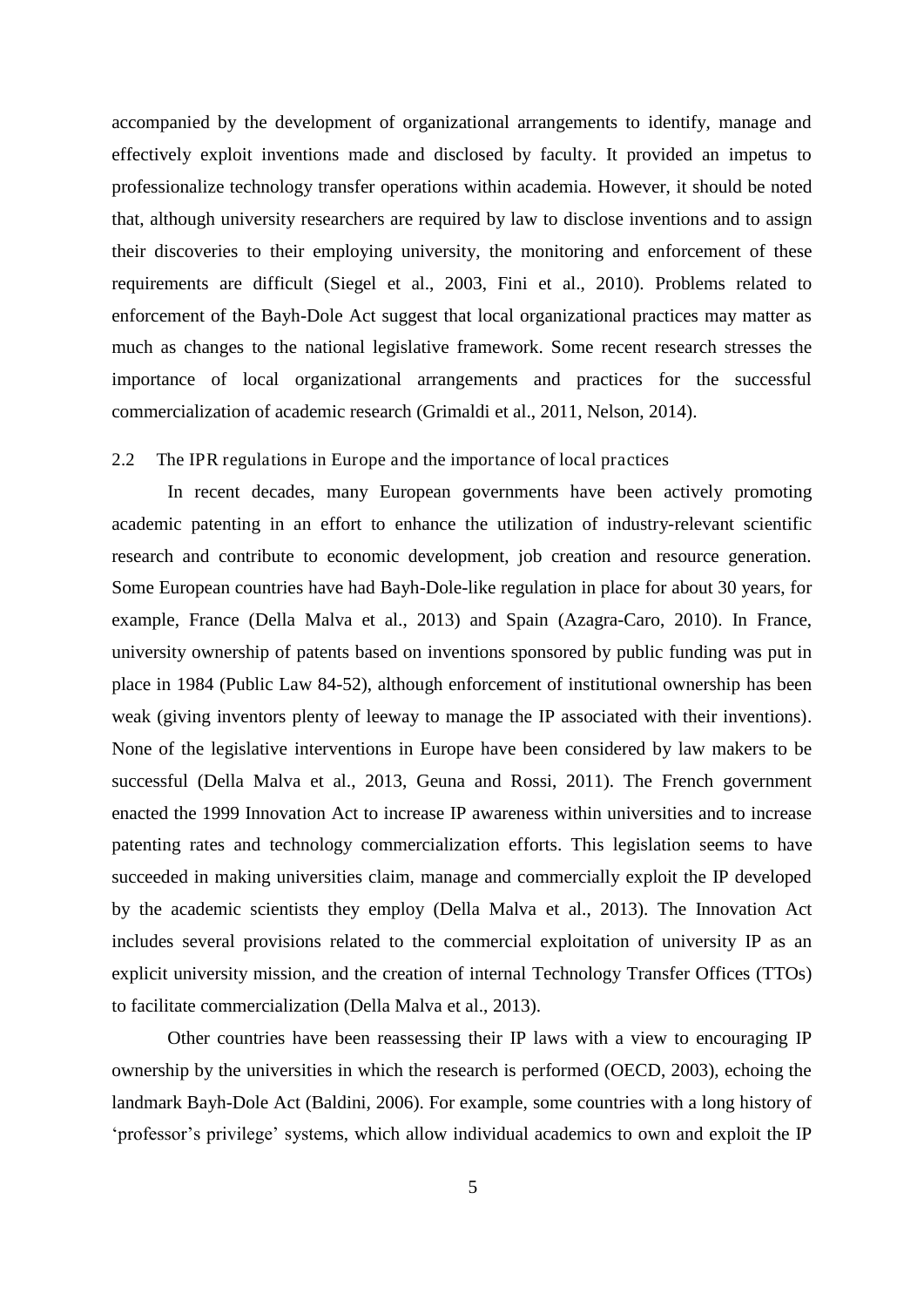accompanied by the development of organizational arrangements to identify, manage and effectively exploit inventions made and disclosed by faculty. It provided an impetus to professionalize technology transfer operations within academia. However, it should be noted that, although university researchers are required by law to disclose inventions and to assign their discoveries to their employing university, the monitoring and enforcement of these requirements are difficult (Siegel et al., 2003, Fini et al., 2010). Problems related to enforcement of the Bayh-Dole Act suggest that local organizational practices may matter as much as changes to the national legislative framework. Some recent research stresses the importance of local organizational arrangements and practices for the successful commercialization of academic research (Grimaldi et al., 2011, Nelson, 2014).

### 2.2 The IPR regulations in Europe and the importance of local practices

In recent decades, many European governments have been actively promoting academic patenting in an effort to enhance the utilization of industry-relevant scientific research and contribute to economic development, job creation and resource generation. Some European countries have had Bayh-Dole-like regulation in place for about 30 years, for example, France (Della Malva et al., 2013) and Spain (Azagra-Caro, 2010). In France, university ownership of patents based on inventions sponsored by public funding was put in place in 1984 (Public Law 84-52), although enforcement of institutional ownership has been weak (giving inventors plenty of leeway to manage the IP associated with their inventions). None of the legislative interventions in Europe have been considered by law makers to be successful (Della Malva et al., 2013, Geuna and Rossi, 2011). The French government enacted the 1999 Innovation Act to increase IP awareness within universities and to increase patenting rates and technology commercialization efforts. This legislation seems to have succeeded in making universities claim, manage and commercially exploit the IP developed by the academic scientists they employ (Della Malva et al., 2013). The Innovation Act includes several provisions related to the commercial exploitation of university IP as an explicit university mission, and the creation of internal Technology Transfer Offices (TTOs) to facilitate commercialization (Della Malva et al., 2013).

Other countries have been reassessing their IP laws with a view to encouraging IP ownership by the universities in which the research is performed (OECD, 2003), echoing the landmark Bayh-Dole Act (Baldini, 2006). For example, some countries with a long history of 'professor's privilege' systems, which allow individual academics to own and exploit the IP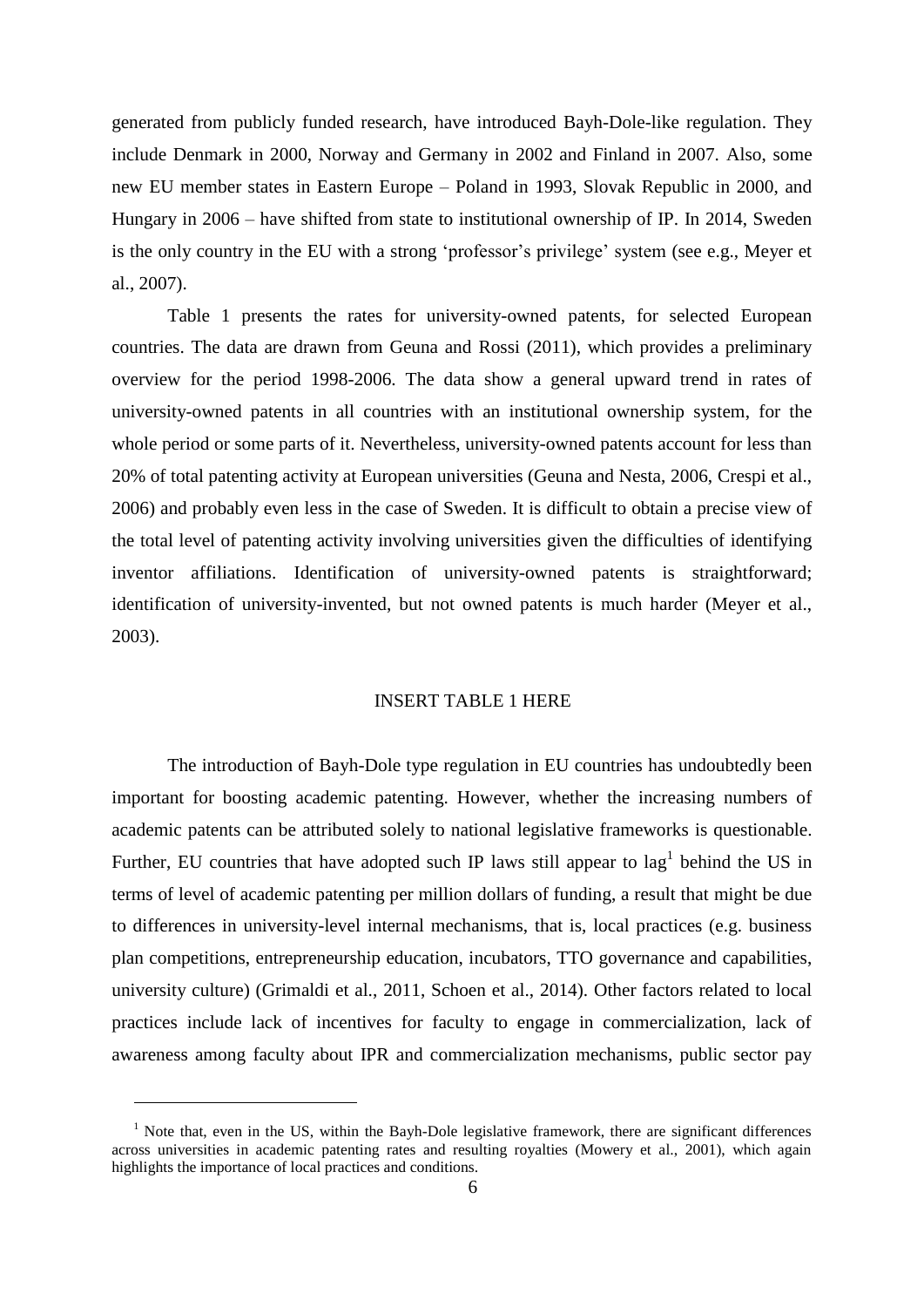generated from publicly funded research, have introduced Bayh-Dole-like regulation. They include Denmark in 2000, Norway and Germany in 2002 and Finland in 2007. Also, some new EU member states in Eastern Europe – Poland in 1993, Slovak Republic in 2000, and Hungary in 2006 – have shifted from state to institutional ownership of IP. In 2014, Sweden is the only country in the EU with a strong 'professor's privilege' system (see e.g., Meyer et al., 2007).

Table 1 presents the rates for university-owned patents, for selected European countries. The data are drawn from Geuna and Rossi (2011), which provides a preliminary overview for the period 1998-2006. The data show a general upward trend in rates of university-owned patents in all countries with an institutional ownership system, for the whole period or some parts of it. Nevertheless, university-owned patents account for less than 20% of total patenting activity at European universities (Geuna and Nesta, 2006, Crespi et al., 2006) and probably even less in the case of Sweden. It is difficult to obtain a precise view of the total level of patenting activity involving universities given the difficulties of identifying inventor affiliations. Identification of university-owned patents is straightforward; identification of university-invented, but not owned patents is much harder (Meyer et al., 2003).

INSERT TABLE 1 HERE

The introduction of Bayh-Dole type regulation in EU countries has undoubtedly been important for boosting academic patenting. However, whether the increasing numbers of academic patents can be attributed solely to national legislative frameworks is questionable. Further, EU countries that have adopted such IP laws still appear to lag[1] behind the US in terms of level of academic patenting per million dollars of funding, a result that might be due to differences in university-level internal mechanisms, that is, local practices (e.g. business plan competitions, entrepreneurship education, incubators, TTO governance and capabilities, university culture) (Grimaldi et al., 2011, Schoen et al., 2014). Other factors related to local practices include lack of incentives for faculty to engage in commercialization, lack of awareness among faculty about IPR and commercialization mechanisms, public sector pay

[1] Note that, even in the US, within the Bayh-Dole legislative framework, there are significant differences across universities in academic patenting rates and resulting royalties (Mowery et al., 2001), which again highlights the importance of local practices and conditions.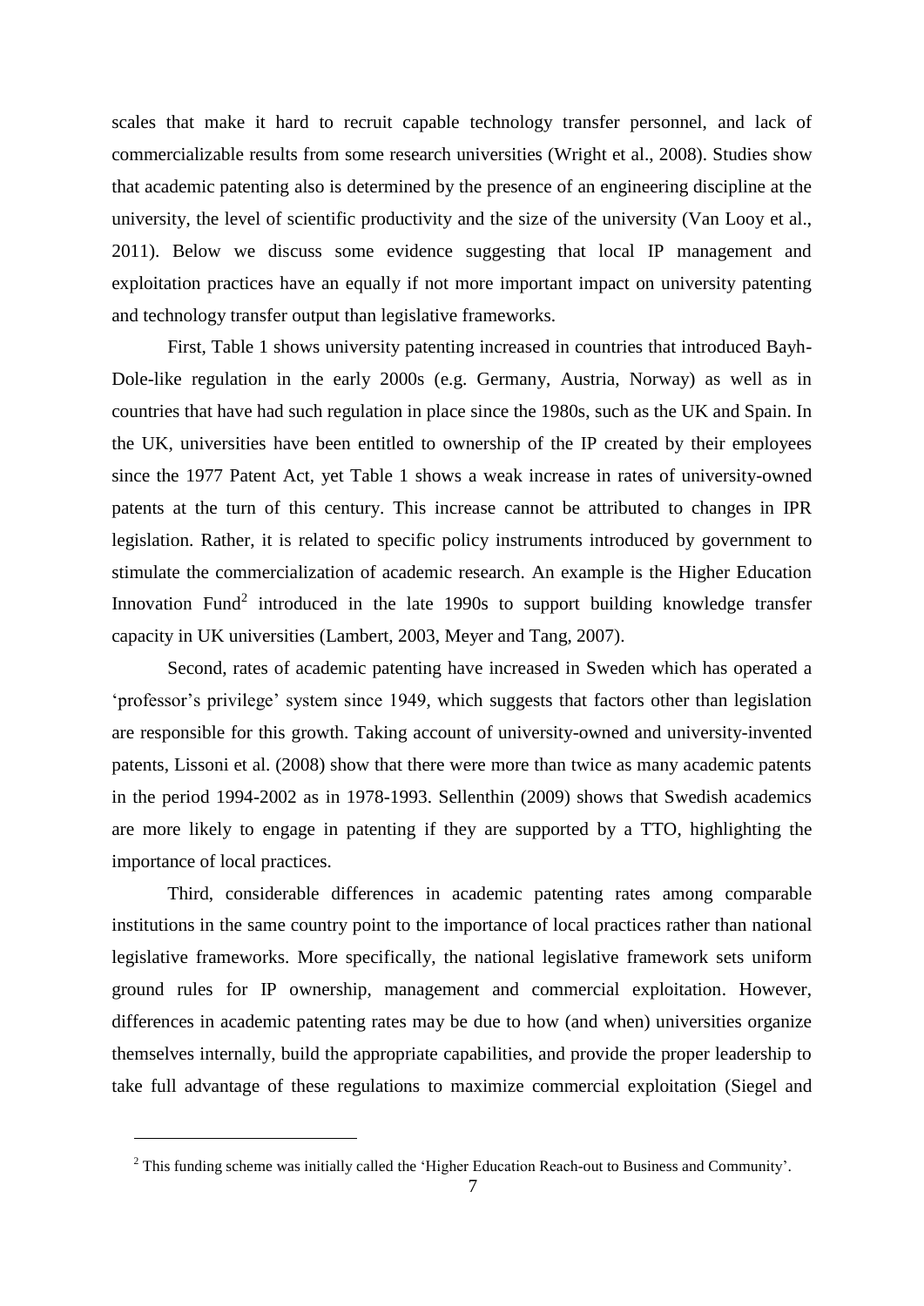scales that make it hard to recruit capable technology transfer personnel, and lack of commercializable results from some research universities (Wright et al., 2008). Studies show that academic patenting also is determined by the presence of an engineering discipline at the university, the level of scientific productivity and the size of the university (Van Looy et al., 2011). Below we discuss some evidence suggesting that local IP management and exploitation practices have an equally if not more important impact on university patenting and technology transfer output than legislative frameworks.

First, Table 1 shows university patenting increased in countries that introduced Bayh-Dole-like regulation in the early 2000s (e.g. Germany, Austria, Norway) as well as in countries that have had such regulation in place since the 1980s, such as the UK and Spain. In the UK, universities have been entitled to ownership of the IP created by their employees since the 1977 Patent Act, yet Table 1 shows a weak increase in rates of university-owned patents at the turn of this century. This increase cannot be attributed to changes in IPR legislation. Rather, it is related to specific policy instruments introduced by government to stimulate the commercialization of academic research. An example is the Higher Education Innovation Fund[2] introduced in the late 1990s to support building knowledge transfer capacity in UK universities (Lambert, 2003, Meyer and Tang, 2007).

Second, rates of academic patenting have increased in Sweden which has operated a 'professor's privilege' system since 1949, which suggests that factors other than legislation are responsible for this growth. Taking account of university-owned and university-invented patents, Lissoni et al. (2008) show that there were more than twice as many academic patents in the period 1994-2002 as in 1978-1993. Sellenthin (2009) shows that Swedish academics are more likely to engage in patenting if they are supported by a TTO, highlighting the importance of local practices.

Third, considerable differences in academic patenting rates among comparable institutions in the same country point to the importance of local practices rather than national legislative frameworks. More specifically, the national legislative framework sets uniform ground rules for IP ownership, management and commercial exploitation. However, differences in academic patenting rates may be due to how (and when) universities organize themselves internally, build the appropriate capabilities, and provide the proper leadership to take full advantage of these regulations to maximize commercial exploitation (Siegel and

[2] This funding scheme was initially called the 'Higher Education Reach-out to Business and Community'.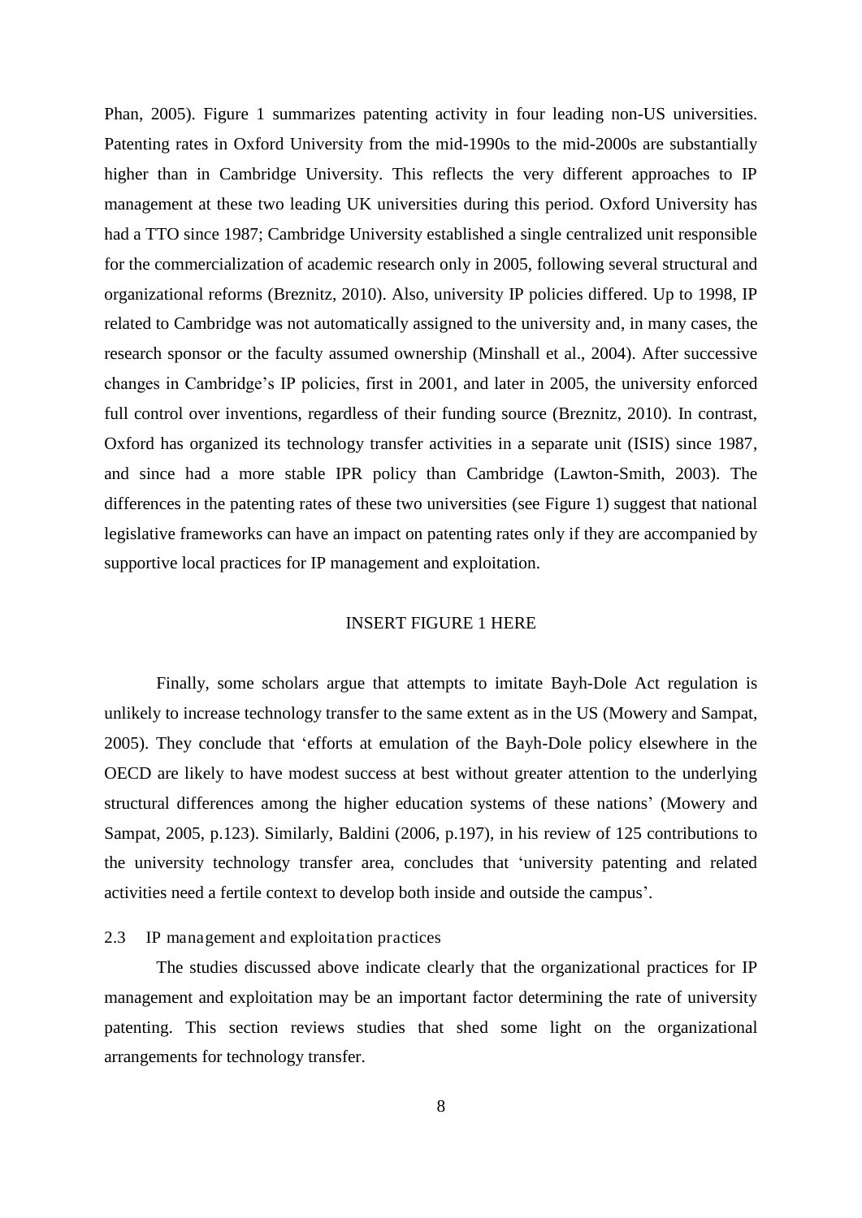Phan, 2005). Figure 1 summarizes patenting activity in four leading non-US universities. Patenting rates in Oxford University from the mid-1990s to the mid-2000s are substantially higher than in Cambridge University. This reflects the very different approaches to IP management at these two leading UK universities during this period. Oxford University has had a TTO since 1987; Cambridge University established a single centralized unit responsible for the commercialization of academic research only in 2005, following several structural and organizational reforms (Breznitz, 2010). Also, university IP policies differed. Up to 1998, IP related to Cambridge was not automatically assigned to the university and, in many cases, the research sponsor or the faculty assumed ownership (Minshall et al., 2004). After successive changes in Cambridge's IP policies, first in 2001, and later in 2005, the university enforced full control over inventions, regardless of their funding source (Breznitz, 2010). In contrast, Oxford has organized its technology transfer activities in a separate unit (ISIS) since 1987, and since had a more stable IPR policy than Cambridge (Lawton-Smith, 2003). The differences in the patenting rates of these two universities (see Figure 1) suggest that national legislative frameworks can have an impact on patenting rates only if they are accompanied by supportive local practices for IP management and exploitation.

INSERT FIGURE 1 HERE

Finally, some scholars argue that attempts to imitate Bayh-Dole Act regulation is unlikely to increase technology transfer to the same extent as in the US (Mowery and Sampat, 2005). They conclude that 'efforts at emulation of the Bayh-Dole policy elsewhere in the OECD are likely to have modest success at best without greater attention to the underlying structural differences among the higher education systems of these nations' (Mowery and Sampat, 2005, p.123). Similarly, Baldini (2006, p.197), in his review of 125 contributions to the university technology transfer area, concludes that 'university patenting and related activities need a fertile context to develop both inside and outside the campus'.

### 2.3 IP management and exploitation practices

The studies discussed above indicate clearly that the organizational practices for IP management and exploitation may be an important factor determining the rate of university patenting. This section reviews studies that shed some light on the organizational arrangements for technology transfer.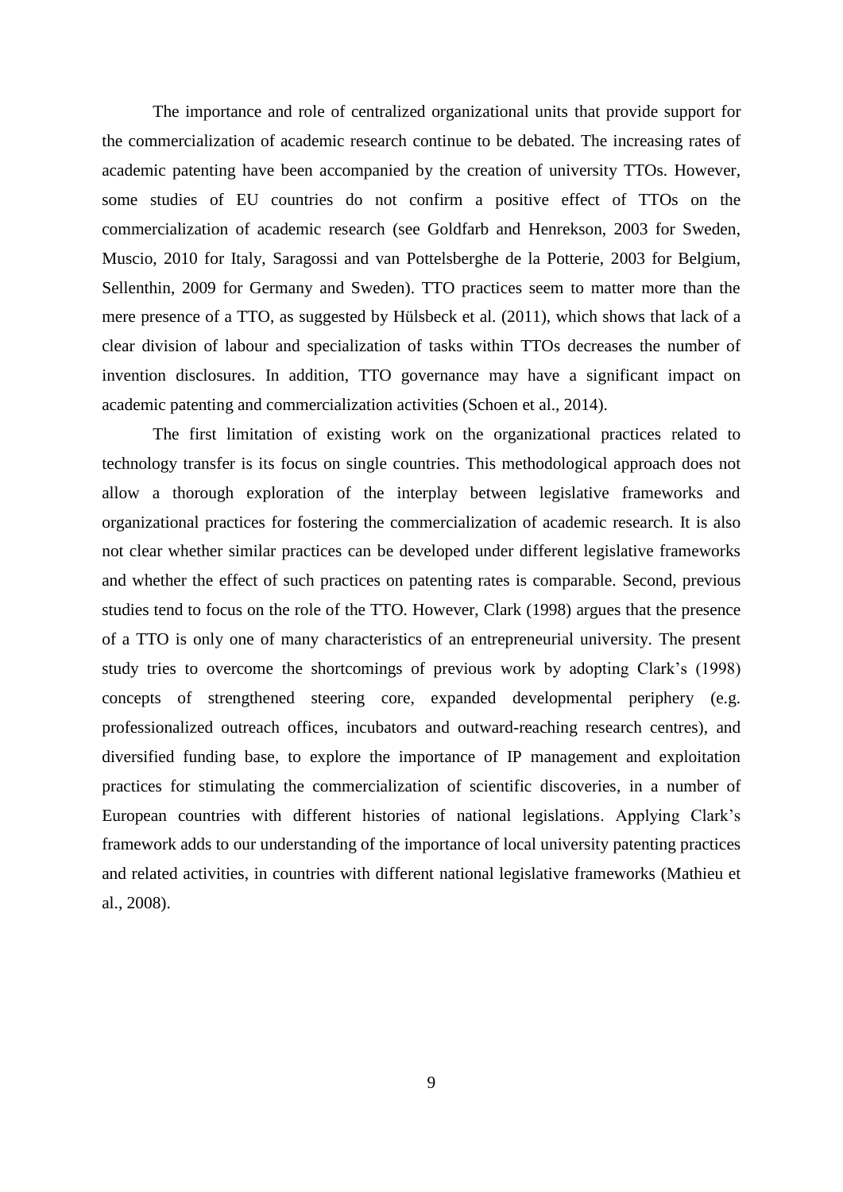The importance and role of centralized organizational units that provide support for the commercialization of academic research continue to be debated. The increasing rates of academic patenting have been accompanied by the creation of university TTOs. However, some studies of EU countries do not confirm a positive effect of TTOs on the commercialization of academic research (see Goldfarb and Henrekson, 2003 for Sweden, Muscio, 2010 for Italy, Saragossi and van Pottelsberghe de la Potterie, 2003 for Belgium, Sellenthin, 2009 for Germany and Sweden). TTO practices seem to matter more than the mere presence of a TTO, as suggested by Hülsbeck et al. (2011), which shows that lack of a clear division of labour and specialization of tasks within TTOs decreases the number of invention disclosures. In addition, TTO governance may have a significant impact on academic patenting and commercialization activities (Schoen et al., 2014).

The first limitation of existing work on the organizational practices related to technology transfer is its focus on single countries. This methodological approach does not allow a thorough exploration of the interplay between legislative frameworks and organizational practices for fostering the commercialization of academic research. It is also not clear whether similar practices can be developed under different legislative frameworks and whether the effect of such practices on patenting rates is comparable. Second, previous studies tend to focus on the role of the TTO. However, Clark (1998) argues that the presence of a TTO is only one of many characteristics of an entrepreneurial university. The present study tries to overcome the shortcomings of previous work by adopting Clark's (1998) concepts of strengthened steering core, expanded developmental periphery (e.g. professionalized outreach offices, incubators and outward-reaching research centres), and diversified funding base, to explore the importance of IP management and exploitation practices for stimulating the commercialization of scientific discoveries, in a number of European countries with different histories of national legislations. Applying Clark's framework adds to our understanding of the importance of local university patenting practices and related activities, in countries with different national legislative frameworks (Mathieu et al., 2008).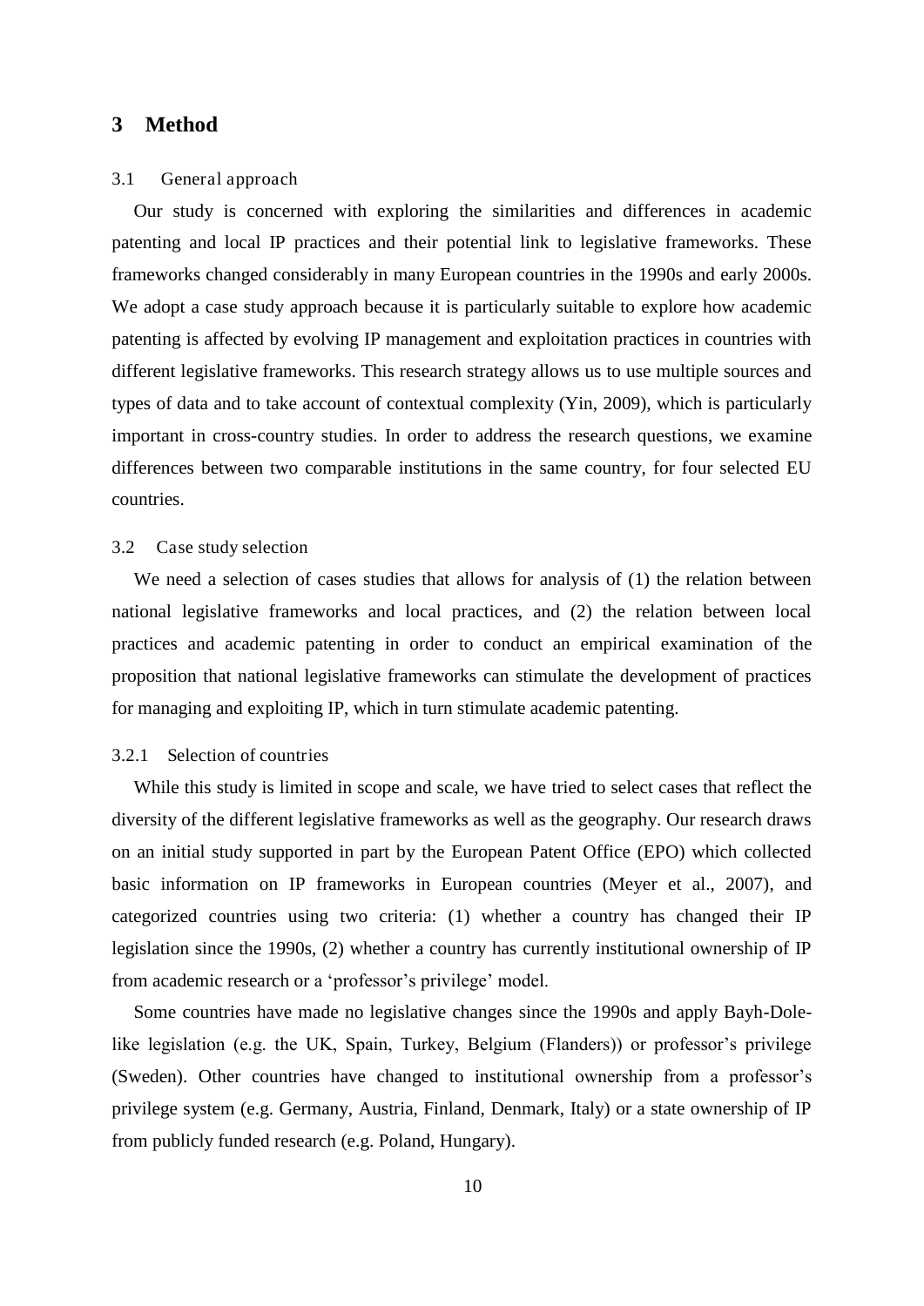# 3 Method

## 3.1 General approach

Our study is concerned with exploring the similarities and differences in academic patenting and local IP practices and their potential link to legislative frameworks. These frameworks changed considerably in many European countries in the 1990s and early 2000s. We adopt a case study approach because it is particularly suitable to explore how academic patenting is affected by evolving IP management and exploitation practices in countries with different legislative frameworks. This research strategy allows us to use multiple sources and types of data and to take account of contextual complexity (Yin, 2009), which is particularly important in cross-country studies. In order to address the research questions, we examine differences between two comparable institutions in the same country, for four selected EU countries.

## 3.2 Case study selection

We need a selection of cases studies that allows for analysis of (1) the relation between national legislative frameworks and local practices, and (2) the relation between local practices and academic patenting in order to conduct an empirical examination of the proposition that national legislative frameworks can stimulate the development of practices for managing and exploiting IP, which in turn stimulate academic patenting.

### 3.2.1 Selection of countries

While this study is limited in scope and scale, we have tried to select cases that reflect the diversity of the different legislative frameworks as well as the geography. Our research draws on an initial study supported in part by the European Patent Office (EPO) which collected basic information on IP frameworks in European countries (Meyer et al., 2007), and categorized countries using two criteria: (1) whether a country has changed their IP legislation since the 1990s, (2) whether a country has currently institutional ownership of IP from academic research or a 'professor's privilege' model.

Some countries have made no legislative changes since the 1990s and apply Bayh-Dole-like legislation (e.g. the UK, Spain, Turkey, Belgium (Flanders)) or professor's privilege (Sweden). Other countries have changed to institutional ownership from a professor's privilege system (e.g. Germany, Austria, Finland, Denmark, Italy) or a state ownership of IP from publicly funded research (e.g. Poland, Hungary).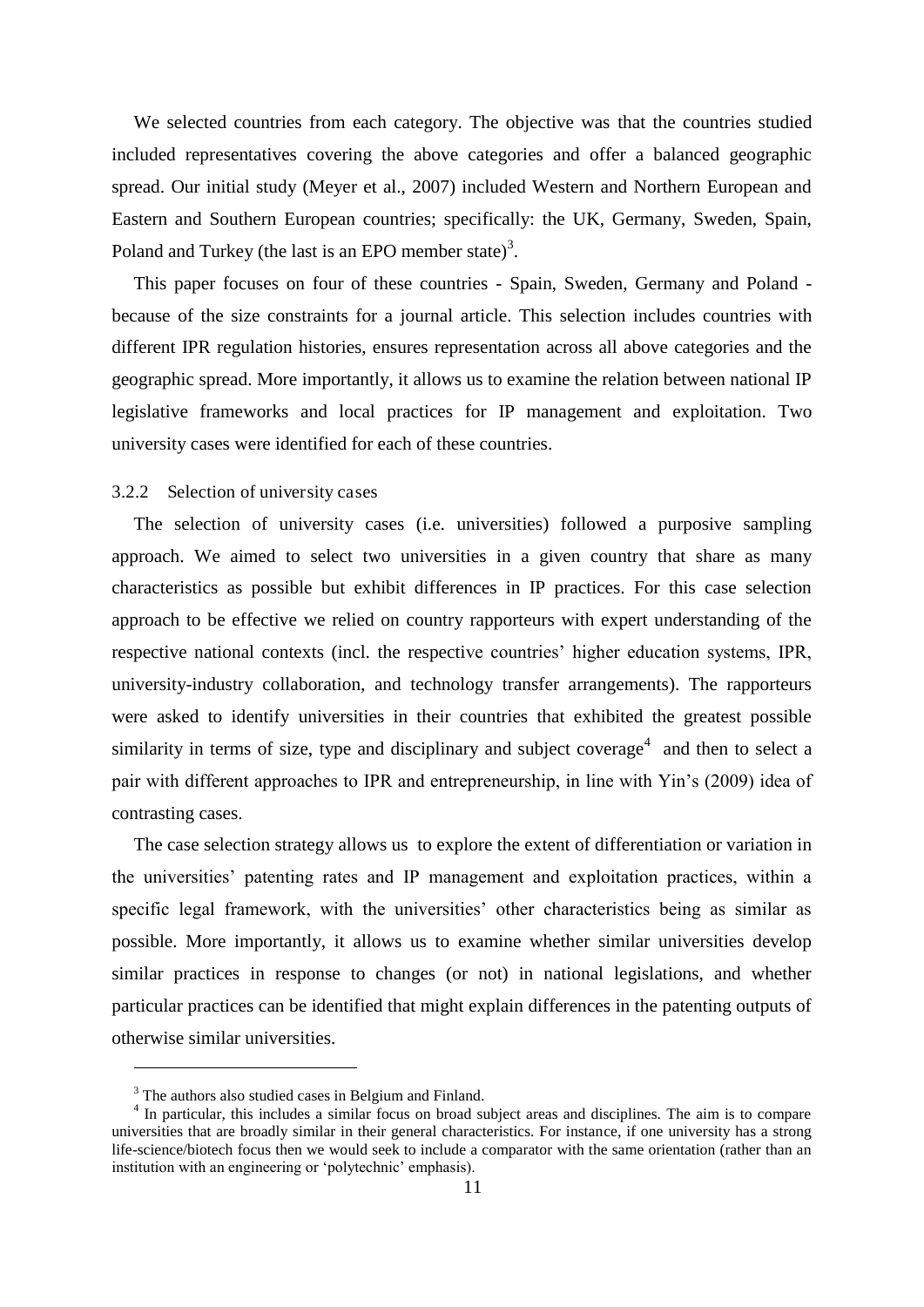We selected countries from each category. The objective was that the countries studied included representatives covering the above categories and offer a balanced geographic spread. Our initial study (Meyer et al., 2007) included Western and Northern European and Eastern and Southern European countries; specifically: the UK, Germany, Sweden, Spain, Poland and Turkey (the last is an EPO member state)[3].

This paper focuses on four of these countries - Spain, Sweden, Germany and Poland - because of the size constraints for a journal article. This selection includes countries with different IPR regulation histories, ensures representation across all above categories and the geographic spread. More importantly, it allows us to examine the relation between national IP legislative frameworks and local practices for IP management and exploitation. Two university cases were identified for each of these countries.

### 3.2.2 Selection of university cases

The selection of university cases (i.e. universities) followed a purposive sampling approach. We aimed to select two universities in a given country that share as many characteristics as possible but exhibit differences in IP practices. For this case selection approach to be effective we relied on country rapporteurs with expert understanding of the respective national contexts (incl. the respective countries' higher education systems, IPR, university-industry collaboration, and technology transfer arrangements). The rapporteurs were asked to identify universities in their countries that exhibited the greatest possible similarity in terms of size, type and disciplinary and subject coverage[4] and then to select a pair with different approaches to IPR and entrepreneurship, in line with Yin's (2009) idea of contrasting cases.

The case selection strategy allows us to explore the extent of differentiation or variation in the universities' patenting rates and IP management and exploitation practices, within a specific legal framework, with the universities' other characteristics being as similar as possible. More importantly, it allows us to examine whether similar universities develop similar practices in response to changes (or not) in national legislations, and whether particular practices can be identified that might explain differences in the patenting outputs of otherwise similar universities.

---

[3] The authors also studied cases in Belgium and Finland.

[4] In particular, this includes a similar focus on broad subject areas and disciplines. The aim is to compare universities that are broadly similar in their general characteristics. For instance, if one university has a strong life-science/biotech focus then we would seek to include a comparator with the same orientation (rather than an institution with an engineering or 'polytechnic' emphasis).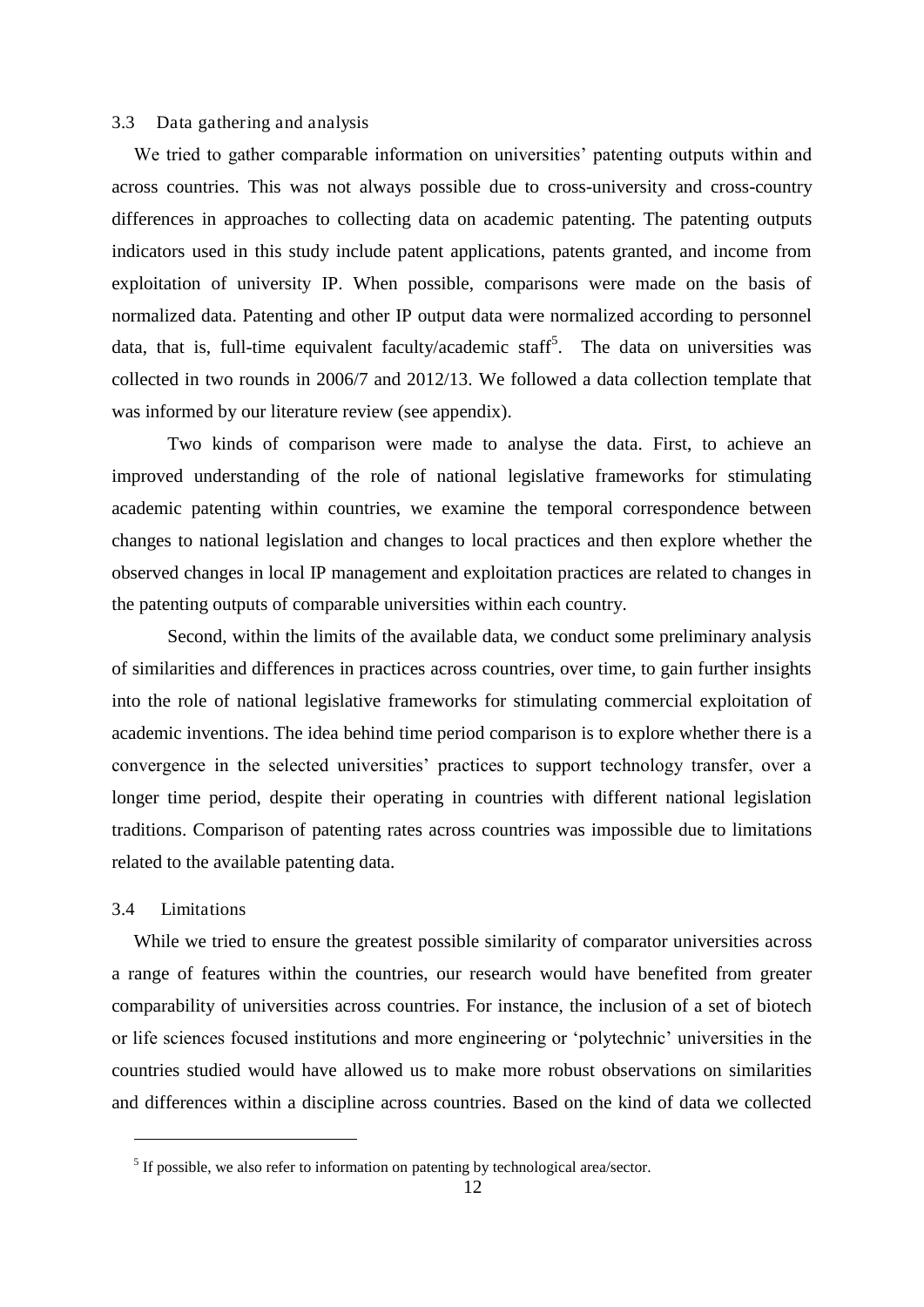### 3.3 Data gathering and analysis

We tried to gather comparable information on universities' patenting outputs within and across countries. This was not always possible due to cross-university and cross-country differences in approaches to collecting data on academic patenting. The patenting outputs indicators used in this study include patent applications, patents granted, and income from exploitation of university IP. When possible, comparisons were made on the basis of normalized data. Patenting and other IP output data were normalized according to personnel data, that is, full-time equivalent faculty/academic staff[5]. The data on universities was collected in two rounds in 2006/7 and 2012/13. We followed a data collection template that was informed by our literature review (see appendix).

Two kinds of comparison were made to analyse the data. First, to achieve an improved understanding of the role of national legislative frameworks for stimulating academic patenting within countries, we examine the temporal correspondence between changes to national legislation and changes to local practices and then explore whether the observed changes in local IP management and exploitation practices are related to changes in the patenting outputs of comparable universities within each country.

Second, within the limits of the available data, we conduct some preliminary analysis of similarities and differences in practices across countries, over time, to gain further insights into the role of national legislative frameworks for stimulating commercial exploitation of academic inventions. The idea behind time period comparison is to explore whether there is a convergence in the selected universities' practices to support technology transfer, over a longer time period, despite their operating in countries with different national legislation traditions. Comparison of patenting rates across countries was impossible due to limitations related to the available patenting data.

### 3.4 Limitations

While we tried to ensure the greatest possible similarity of comparator universities across a range of features within the countries, our research would have benefited from greater comparability of universities across countries. For instance, the inclusion of a set of biotech or life sciences focused institutions and more engineering or 'polytechnic' universities in the countries studied would have allowed us to make more robust observations on similarities and differences within a discipline across countries. Based on the kind of data we collected

[5] If possible, we also refer to information on patenting by technological area/sector.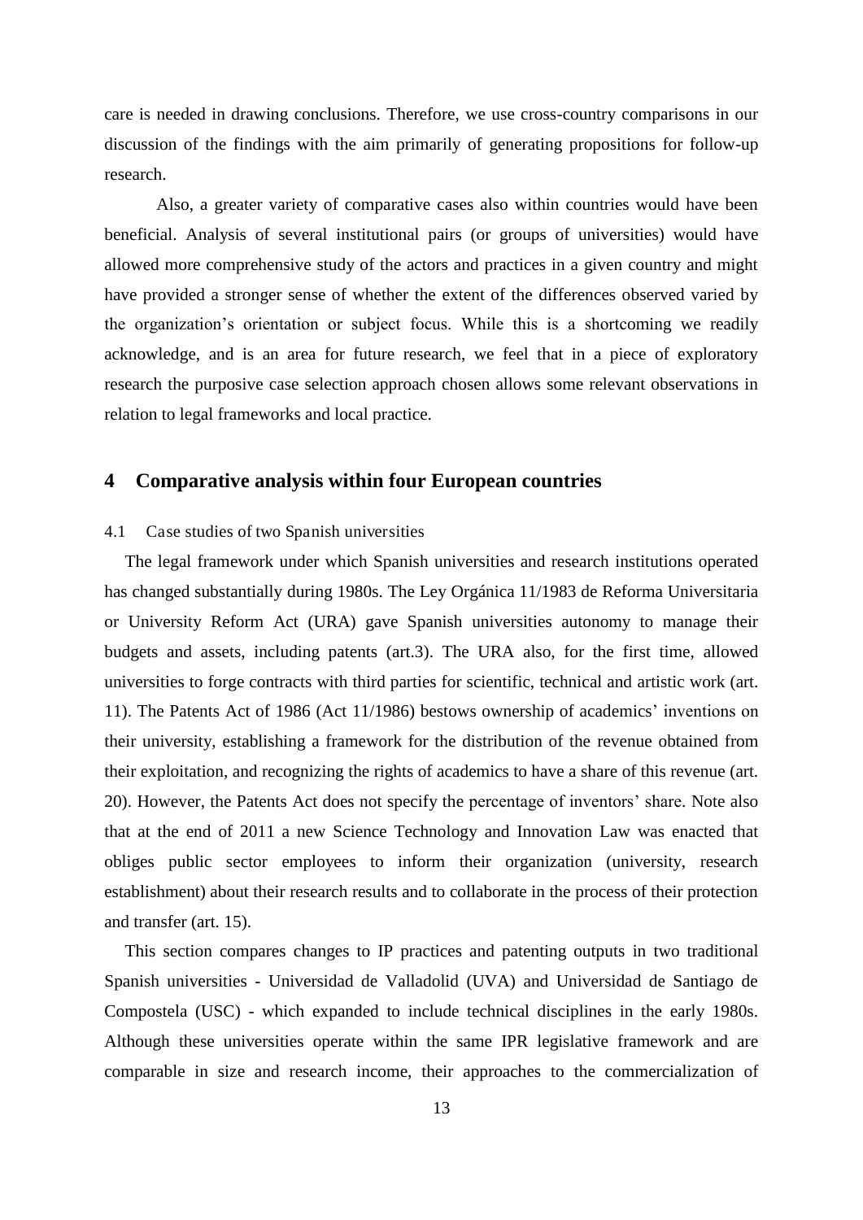care is needed in drawing conclusions. Therefore, we use cross-country comparisons in our discussion of the findings with the aim primarily of generating propositions for follow-up research.

Also, a greater variety of comparative cases also within countries would have been beneficial. Analysis of several institutional pairs (or groups of universities) would have allowed more comprehensive study of the actors and practices in a given country and might have provided a stronger sense of whether the extent of the differences observed varied by the organization's orientation or subject focus. While this is a shortcoming we readily acknowledge, and is an area for future research, we feel that in a piece of exploratory research the purposive case selection approach chosen allows some relevant observations in relation to legal frameworks and local practice.

## 4 Comparative analysis within four European countries

### 4.1 Case studies of two Spanish universities

The legal framework under which Spanish universities and research institutions operated has changed substantially during 1980s. The Ley Orgánica 11/1983 de Reforma Universitaria or University Reform Act (URA) gave Spanish universities autonomy to manage their budgets and assets, including patents (art.3). The URA also, for the first time, allowed universities to forge contracts with third parties for scientific, technical and artistic work (art. 11). The Patents Act of 1986 (Act 11/1986) bestows ownership of academics' inventions on their university, establishing a framework for the distribution of the revenue obtained from their exploitation, and recognizing the rights of academics to have a share of this revenue (art. 20). However, the Patents Act does not specify the percentage of inventors' share. Note also that at the end of 2011 a new Science Technology and Innovation Law was enacted that obliges public sector employees to inform their organization (university, research establishment) about their research results and to collaborate in the process of their protection and transfer (art. 15).

This section compares changes to IP practices and patenting outputs in two traditional Spanish universities - Universidad de Valladolid (UVA) and Universidad de Santiago de Compostela (USC) - which expanded to include technical disciplines in the early 1980s. Although these universities operate within the same IPR legislative framework and are comparable in size and research income, their approaches to the commercialization of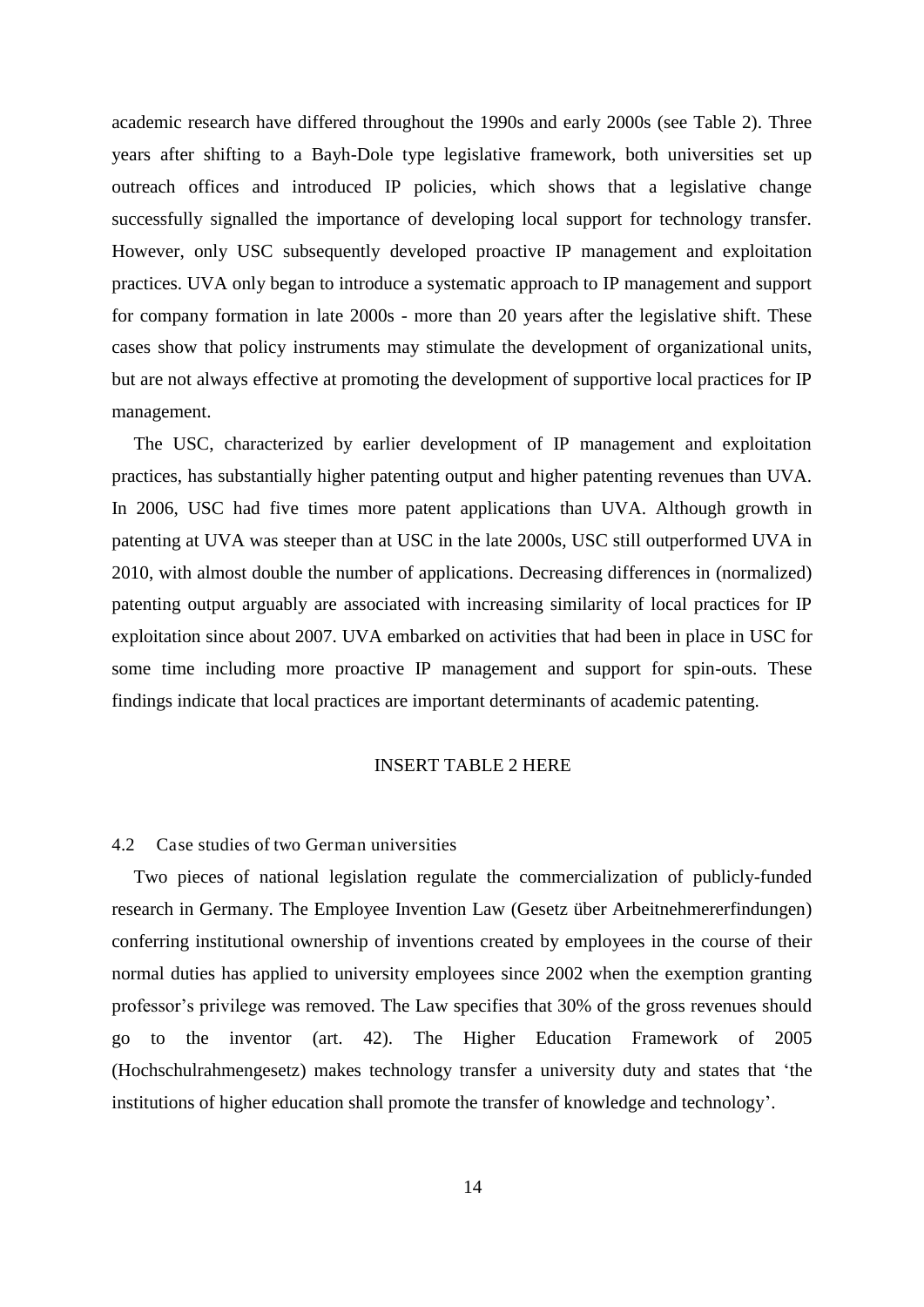academic research have differed throughout the 1990s and early 2000s (see Table 2). Three years after shifting to a Bayh-Dole type legislative framework, both universities set up outreach offices and introduced IP policies, which shows that a legislative change successfully signalled the importance of developing local support for technology transfer. However, only USC subsequently developed proactive IP management and exploitation practices. UVA only began to introduce a systematic approach to IP management and support for company formation in late 2000s - more than 20 years after the legislative shift. These cases show that policy instruments may stimulate the development of organizational units, but are not always effective at promoting the development of supportive local practices for IP management.

The USC, characterized by earlier development of IP management and exploitation practices, has substantially higher patenting output and higher patenting revenues than UVA. In 2006, USC had five times more patent applications than UVA. Although growth in patenting at UVA was steeper than at USC in the late 2000s, USC still outperformed UVA in 2010, with almost double the number of applications. Decreasing differences in (normalized) patenting output arguably are associated with increasing similarity of local practices for IP exploitation since about 2007. UVA embarked on activities that had been in place in USC for some time including more proactive IP management and support for spin-outs. These findings indicate that local practices are important determinants of academic patenting.

INSERT TABLE 2 HERE

### 4.2 Case studies of two German universities

Two pieces of national legislation regulate the commercialization of publicly-funded research in Germany. The Employee Invention Law (Gesetz über Arbeitnehmererfindungen) conferring institutional ownership of inventions created by employees in the course of their normal duties has applied to university employees since 2002 when the exemption granting professor's privilege was removed. The Law specifies that 30% of the gross revenues should go to the inventor (art. 42). The Higher Education Framework of 2005 (Hochschulrahmengesetz) makes technology transfer a university duty and states that 'the institutions of higher education shall promote the transfer of knowledge and technology'.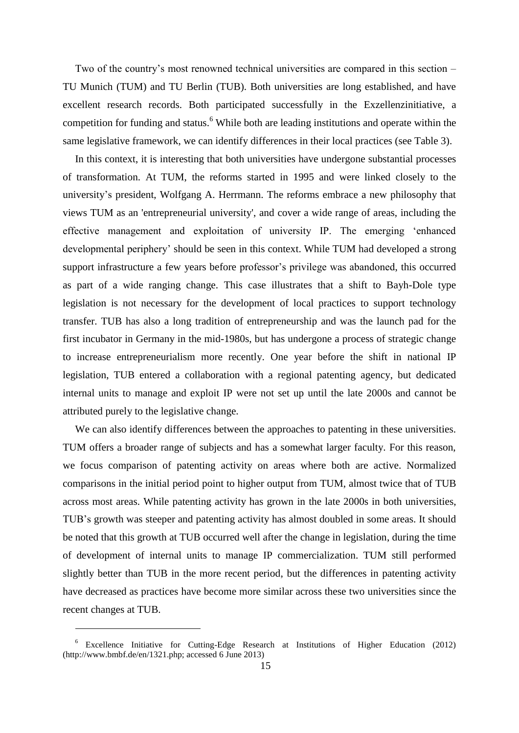Two of the country's most renowned technical universities are compared in this section – TU Munich (TUM) and TU Berlin (TUB). Both universities are long established, and have excellent research records. Both participated successfully in the Exzellenzinitiative, a competition for funding and status.[6] While both are leading institutions and operate within the same legislative framework, we can identify differences in their local practices (see Table 3).

In this context, it is interesting that both universities have undergone substantial processes of transformation. At TUM, the reforms started in 1995 and were linked closely to the university's president, Wolfgang A. Herrmann. The reforms embrace a new philosophy that views TUM as an 'entrepreneurial university', and cover a wide range of areas, including the effective management and exploitation of university IP. The emerging 'enhanced developmental periphery' should be seen in this context. While TUM had developed a strong support infrastructure a few years before professor's privilege was abandoned, this occurred as part of a wide ranging change. This case illustrates that a shift to Bayh-Dole type legislation is not necessary for the development of local practices to support technology transfer. TUB has also a long tradition of entrepreneurship and was the launch pad for the first incubator in Germany in the mid-1980s, but has undergone a process of strategic change to increase entrepreneurialism more recently. One year before the shift in national IP legislation, TUB entered a collaboration with a regional patenting agency, but dedicated internal units to manage and exploit IP were not set up until the late 2000s and cannot be attributed purely to the legislative change.

We can also identify differences between the approaches to patenting in these universities. TUM offers a broader range of subjects and has a somewhat larger faculty. For this reason, we focus comparison of patenting activity on areas where both are active. Normalized comparisons in the initial period point to higher output from TUM, almost twice that of TUB across most areas. While patenting activity has grown in the late 2000s in both universities, TUB's growth was steeper and patenting activity has almost doubled in some areas. It should be noted that this growth at TUB occurred well after the change in legislation, during the time of development of internal units to manage IP commercialization. TUM still performed slightly better than TUB in the more recent period, but the differences in patenting activity have decreased as practices have become more similar across these two universities since the recent changes at TUB.

---

[6] Excellence Initiative for Cutting-Edge Research at Institutions of Higher Education (2012) (http://www.bmbf.de/en/1321.php; accessed 6 June 2013)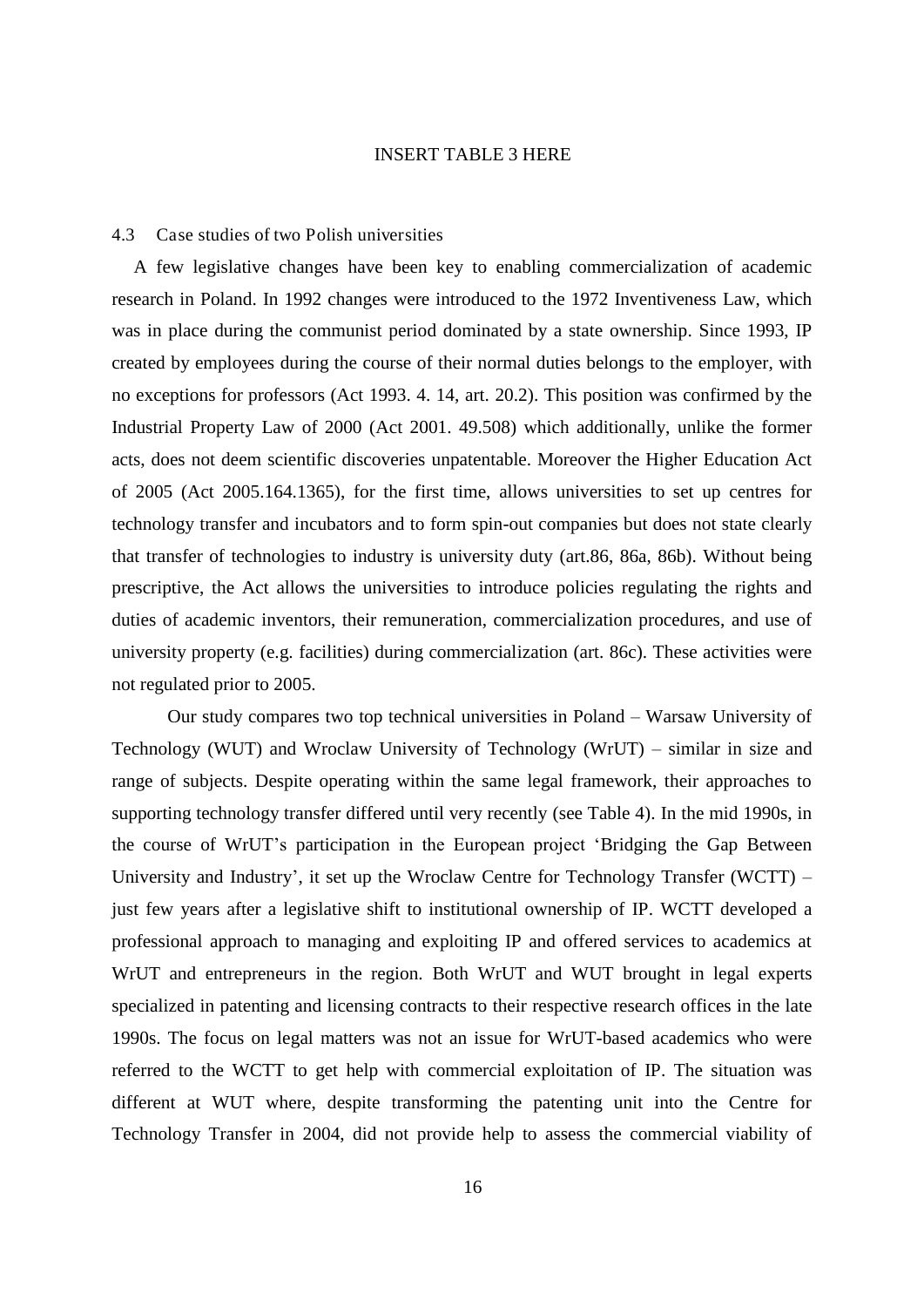INSERT TABLE 3 HERE

### 4.3 Case studies of two Polish universities

A few legislative changes have been key to enabling commercialization of academic research in Poland. In 1992 changes were introduced to the 1972 Inventiveness Law, which was in place during the communist period dominated by a state ownership. Since 1993, IP created by employees during the course of their normal duties belongs to the employer, with no exceptions for professors (Act 1993. 4. 14, art. 20.2). This position was confirmed by the Industrial Property Law of 2000 (Act 2001. 49.508) which additionally, unlike the former acts, does not deem scientific discoveries unpatentable. Moreover the Higher Education Act of 2005 (Act 2005.164.1365), for the first time, allows universities to set up centres for technology transfer and incubators and to form spin-out companies but does not state clearly that transfer of technologies to industry is university duty (art.86, 86a, 86b). Without being prescriptive, the Act allows the universities to introduce policies regulating the rights and duties of academic inventors, their remuneration, commercialization procedures, and use of university property (e.g. facilities) during commercialization (art. 86c). These activities were not regulated prior to 2005.

Our study compares two top technical universities in Poland – Warsaw University of Technology (WUT) and Wroclaw University of Technology (WrUT) – similar in size and range of subjects. Despite operating within the same legal framework, their approaches to supporting technology transfer differed until very recently (see Table 4). In the mid 1990s, in the course of WrUT's participation in the European project 'Bridging the Gap Between University and Industry', it set up the Wroclaw Centre for Technology Transfer (WCTT) – just few years after a legislative shift to institutional ownership of IP. WCTT developed a professional approach to managing and exploiting IP and offered services to academics at WrUT and entrepreneurs in the region. Both WrUT and WUT brought in legal experts specialized in patenting and licensing contracts to their respective research offices in the late 1990s. The focus on legal matters was not an issue for WrUT-based academics who were referred to the WCTT to get help with commercial exploitation of IP. The situation was different at WUT where, despite transforming the patenting unit into the Centre for Technology Transfer in 2004, did not provide help to assess the commercial viability of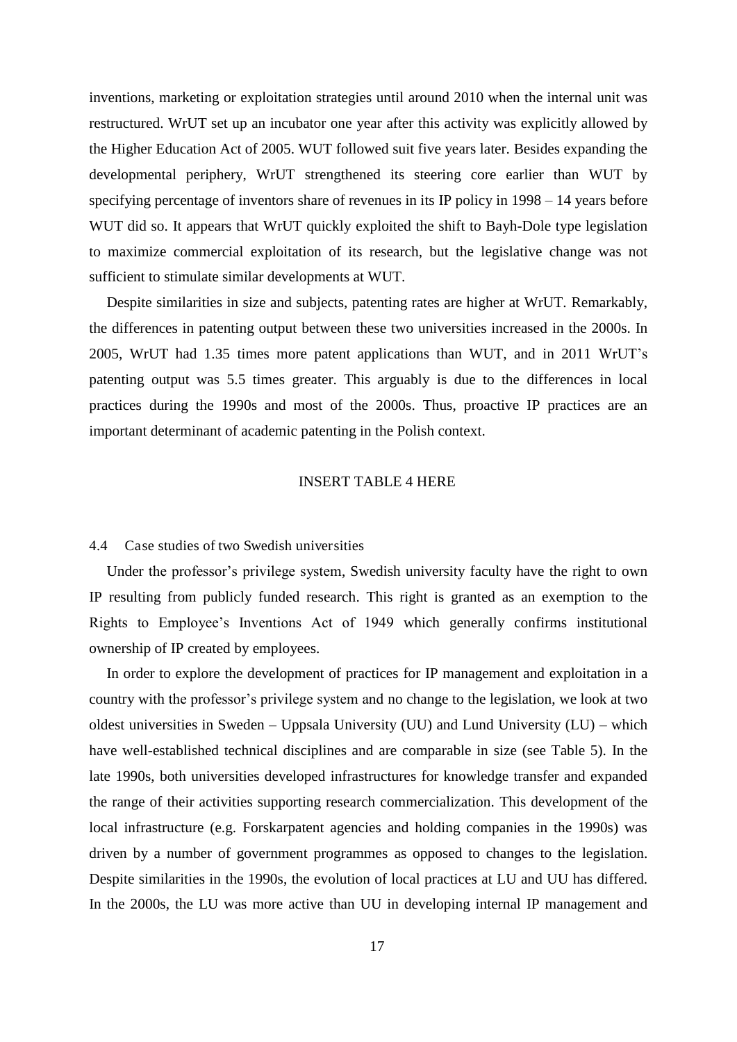inventions, marketing or exploitation strategies until around 2010 when the internal unit was restructured. WrUT set up an incubator one year after this activity was explicitly allowed by the Higher Education Act of 2005. WUT followed suit five years later. Besides expanding the developmental periphery, WrUT strengthened its steering core earlier than WUT by specifying percentage of inventors share of revenues in its IP policy in 1998 – 14 years before WUT did so. It appears that WrUT quickly exploited the shift to Bayh-Dole type legislation to maximize commercial exploitation of its research, but the legislative change was not sufficient to stimulate similar developments at WUT.

Despite similarities in size and subjects, patenting rates are higher at WrUT. Remarkably, the differences in patenting output between these two universities increased in the 2000s. In 2005, WrUT had 1.35 times more patent applications than WUT, and in 2011 WrUT's patenting output was 5.5 times greater. This arguably is due to the differences in local practices during the 1990s and most of the 2000s. Thus, proactive IP practices are an important determinant of academic patenting in the Polish context.

INSERT TABLE 4 HERE

### 4.4 Case studies of two Swedish universities

Under the professor's privilege system, Swedish university faculty have the right to own IP resulting from publicly funded research. This right is granted as an exemption to the Rights to Employee's Inventions Act of 1949 which generally confirms institutional ownership of IP created by employees.

In order to explore the development of practices for IP management and exploitation in a country with the professor's privilege system and no change to the legislation, we look at two oldest universities in Sweden – Uppsala University (UU) and Lund University (LU) – which have well-established technical disciplines and are comparable in size (see Table 5). In the late 1990s, both universities developed infrastructures for knowledge transfer and expanded the range of their activities supporting research commercialization. This development of the local infrastructure (e.g. Forskarpatent agencies and holding companies in the 1990s) was driven by a number of government programmes as opposed to changes to the legislation. Despite similarities in the 1990s, the evolution of local practices at LU and UU has differed. In the 2000s, the LU was more active than UU in developing internal IP management and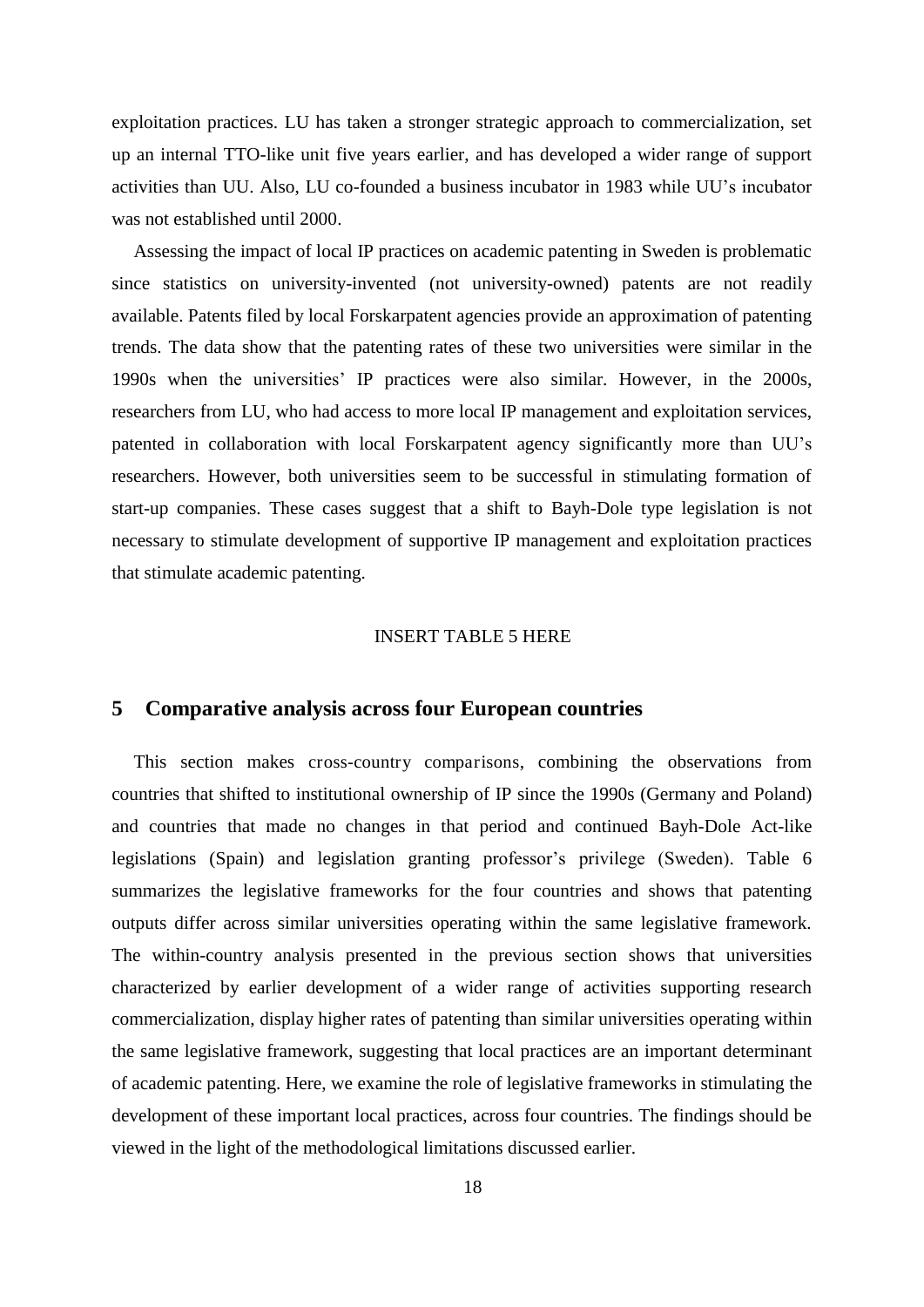exploitation practices. LU has taken a stronger strategic approach to commercialization, set up an internal TTO-like unit five years earlier, and has developed a wider range of support activities than UU. Also, LU co-founded a business incubator in 1983 while UU's incubator was not established until 2000.

Assessing the impact of local IP practices on academic patenting in Sweden is problematic since statistics on university-invented (not university-owned) patents are not readily available. Patents filed by local Forskarpatent agencies provide an approximation of patenting trends. The data show that the patenting rates of these two universities were similar in the 1990s when the universities' IP practices were also similar. However, in the 2000s, researchers from LU, who had access to more local IP management and exploitation services, patented in collaboration with local Forskarpatent agency significantly more than UU's researchers. However, both universities seem to be successful in stimulating formation of start-up companies. These cases suggest that a shift to Bayh-Dole type legislation is not necessary to stimulate development of supportive IP management and exploitation practices that stimulate academic patenting.

INSERT TABLE 5 HERE

## 5 Comparative analysis across four European countries

This section makes cross-country comparisons, combining the observations from countries that shifted to institutional ownership of IP since the 1990s (Germany and Poland) and countries that made no changes in that period and continued Bayh-Dole Act-like legislations (Spain) and legislation granting professor's privilege (Sweden). Table 6 summarizes the legislative frameworks for the four countries and shows that patenting outputs differ across similar universities operating within the same legislative framework. The within-country analysis presented in the previous section shows that universities characterized by earlier development of a wider range of activities supporting research commercialization, display higher rates of patenting than similar universities operating within the same legislative framework, suggesting that local practices are an important determinant of academic patenting. Here, we examine the role of legislative frameworks in stimulating the development of these important local practices, across four countries. The findings should be viewed in the light of the methodological limitations discussed earlier.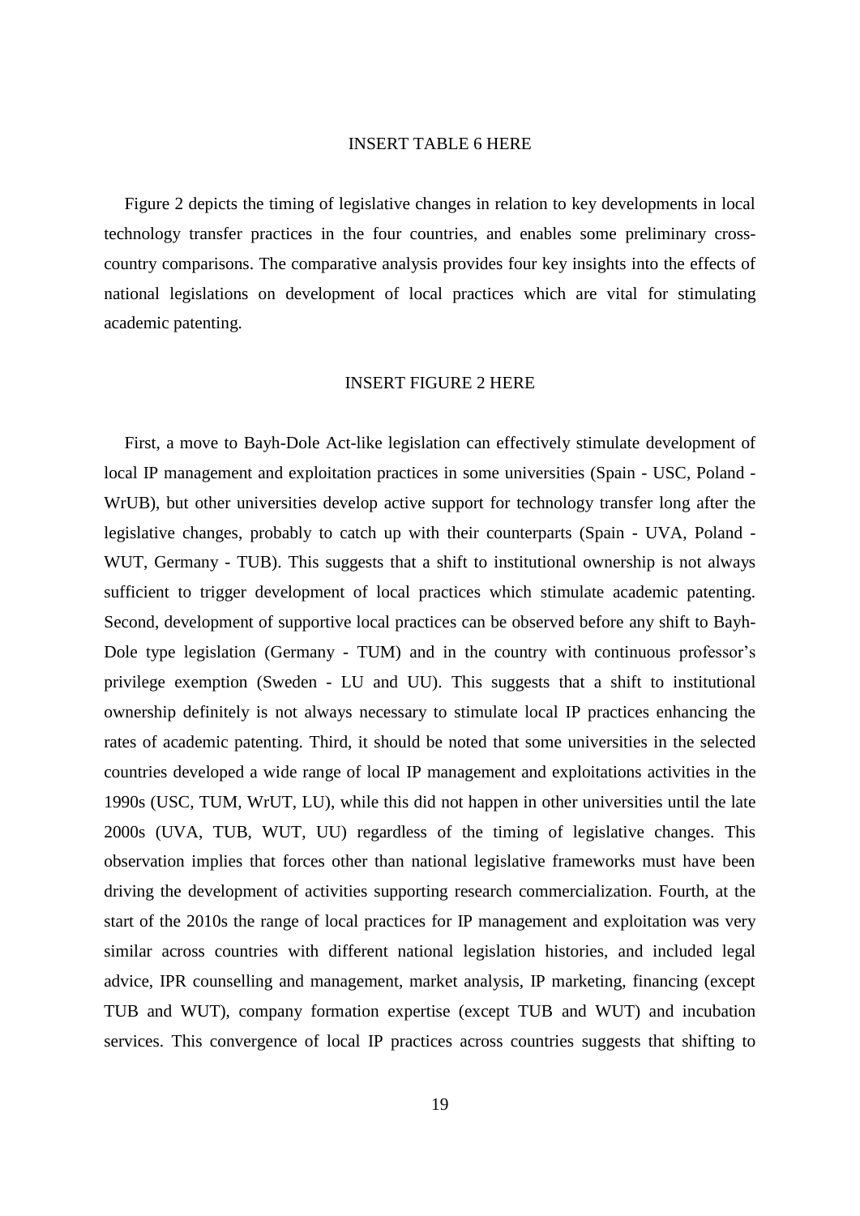INSERT TABLE 6 HERE

Figure 2 depicts the timing of legislative changes in relation to key developments in local technology transfer practices in the four countries, and enables some preliminary cross-country comparisons. The comparative analysis provides four key insights into the effects of national legislations on development of local practices which are vital for stimulating academic patenting.

INSERT FIGURE 2 HERE

First, a move to Bayh-Dole Act-like legislation can effectively stimulate development of local IP management and exploitation practices in some universities (Spain - USC, Poland - WrUB), but other universities develop active support for technology transfer long after the legislative changes, probably to catch up with their counterparts (Spain - UVA, Poland - WUT, Germany - TUB). This suggests that a shift to institutional ownership is not always sufficient to trigger development of local practices which stimulate academic patenting. Second, development of supportive local practices can be observed before any shift to Bayh-Dole type legislation (Germany - TUM) and in the country with continuous professor's privilege exemption (Sweden - LU and UU). This suggests that a shift to institutional ownership definitely is not always necessary to stimulate local IP practices enhancing the rates of academic patenting. Third, it should be noted that some universities in the selected countries developed a wide range of local IP management and exploitations activities in the 1990s (USC, TUM, WrUT, LU), while this did not happen in other universities until the late 2000s (UVA, TUB, WUT, UU) regardless of the timing of legislative changes. This observation implies that forces other than national legislative frameworks must have been driving the development of activities supporting research commercialization. Fourth, at the start of the 2010s the range of local practices for IP management and exploitation was very similar across countries with different national legislation histories, and included legal advice, IPR counselling and management, market analysis, IP marketing, financing (except TUB and WUT), company formation expertise (except TUB and WUT) and incubation services. This convergence of local IP practices across countries suggests that shifting to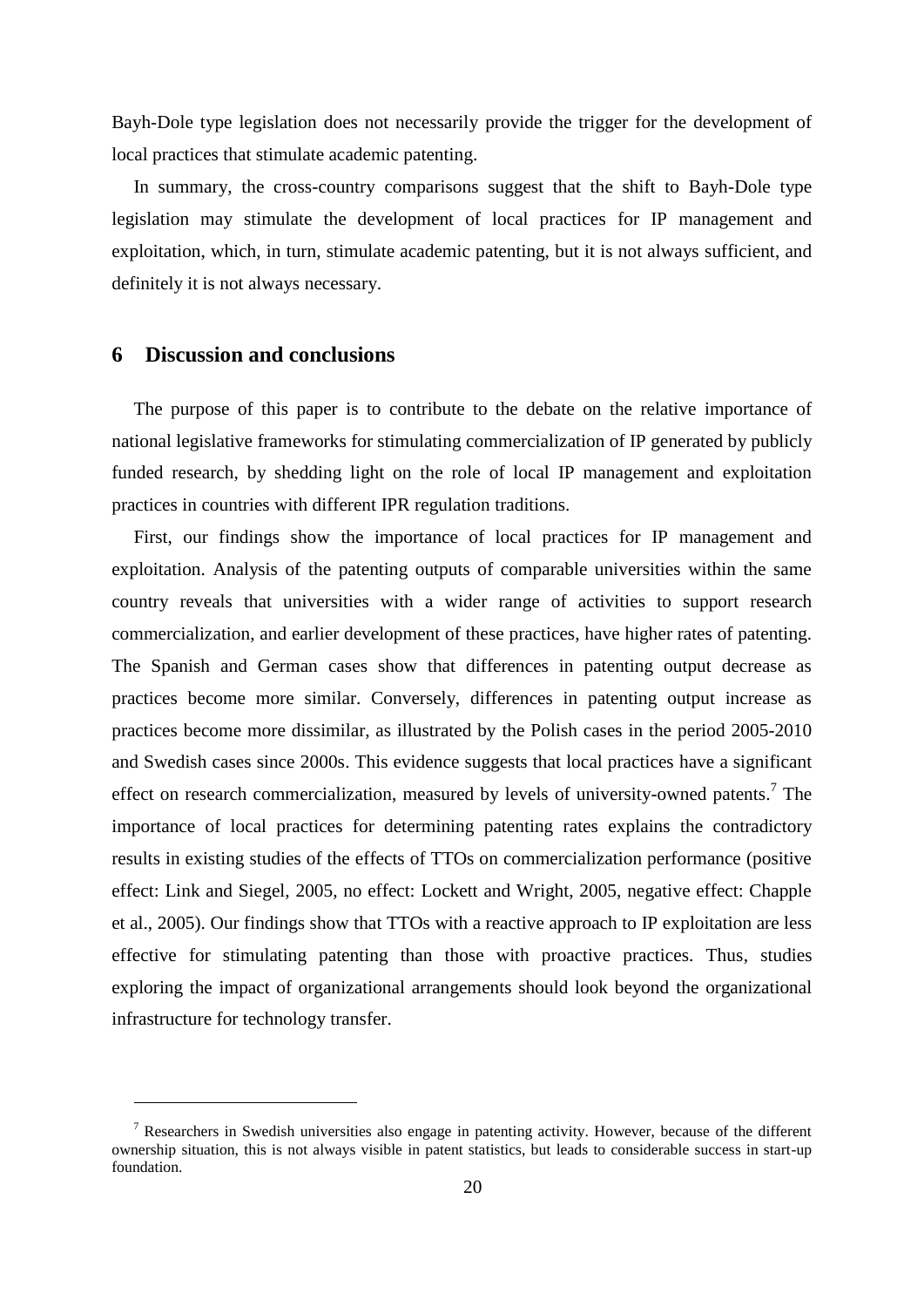Bayh-Dole type legislation does not necessarily provide the trigger for the development of local practices that stimulate academic patenting.

In summary, the cross-country comparisons suggest that the shift to Bayh-Dole type legislation may stimulate the development of local practices for IP management and exploitation, which, in turn, stimulate academic patenting, but it is not always sufficient, and definitely it is not always necessary.

## 6 Discussion and conclusions

The purpose of this paper is to contribute to the debate on the relative importance of national legislative frameworks for stimulating commercialization of IP generated by publicly funded research, by shedding light on the role of local IP management and exploitation practices in countries with different IPR regulation traditions.

First, our findings show the importance of local practices for IP management and exploitation. Analysis of the patenting outputs of comparable universities within the same country reveals that universities with a wider range of activities to support research commercialization, and earlier development of these practices, have higher rates of patenting. The Spanish and German cases show that differences in patenting output decrease as practices become more similar. Conversely, differences in patenting output increase as practices become more dissimilar, as illustrated by the Polish cases in the period 2005-2010 and Swedish cases since 2000s. This evidence suggests that local practices have a significant effect on research commercialization, measured by levels of university-owned patents.[7] The importance of local practices for determining patenting rates explains the contradictory results in existing studies of the effects of TTOs on commercialization performance (positive effect: Link and Siegel, 2005, no effect: Lockett and Wright, 2005, negative effect: Chapple et al., 2005). Our findings show that TTOs with a reactive approach to IP exploitation are less effective for stimulating patenting than those with proactive practices. Thus, studies exploring the impact of organizational arrangements should look beyond the organizational infrastructure for technology transfer.

[7] Researchers in Swedish universities also engage in patenting activity. However, because of the different ownership situation, this is not always visible in patent statistics, but leads to considerable success in start-up foundation.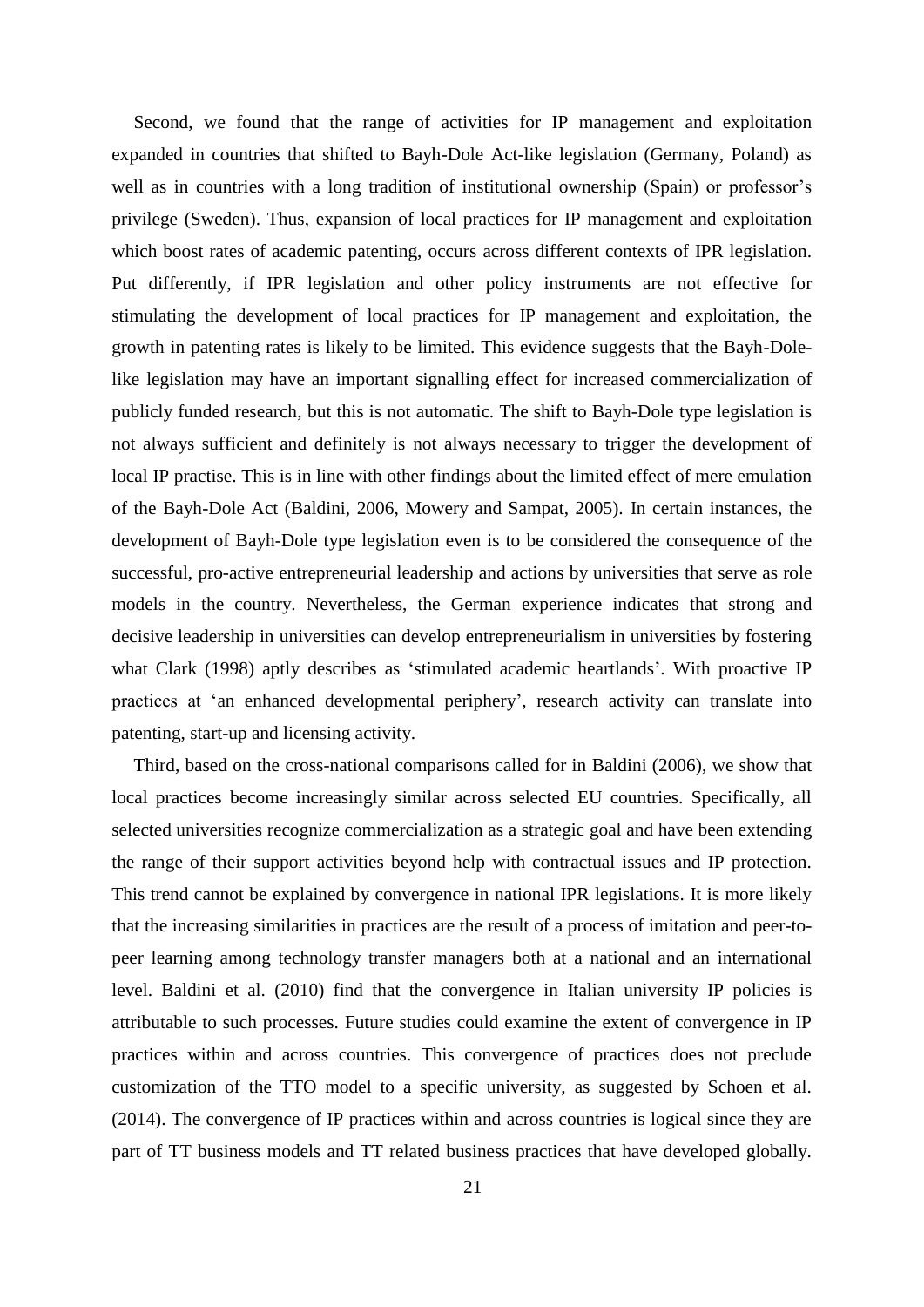Second, we found that the range of activities for IP management and exploitation expanded in countries that shifted to Bayh-Dole Act-like legislation (Germany, Poland) as well as in countries with a long tradition of institutional ownership (Spain) or professor's privilege (Sweden). Thus, expansion of local practices for IP management and exploitation which boost rates of academic patenting, occurs across different contexts of IPR legislation. Put differently, if IPR legislation and other policy instruments are not effective for stimulating the development of local practices for IP management and exploitation, the growth in patenting rates is likely to be limited. This evidence suggests that the Bayh-Dole-like legislation may have an important signalling effect for increased commercialization of publicly funded research, but this is not automatic. The shift to Bayh-Dole type legislation is not always sufficient and definitely is not always necessary to trigger the development of local IP practise. This is in line with other findings about the limited effect of mere emulation of the Bayh-Dole Act (Baldini, 2006, Mowery and Sampat, 2005). In certain instances, the development of Bayh-Dole type legislation even is to be considered the consequence of the successful, pro-active entrepreneurial leadership and actions by universities that serve as role models in the country. Nevertheless, the German experience indicates that strong and decisive leadership in universities can develop entrepreneurialism in universities by fostering what Clark (1998) aptly describes as 'stimulated academic heartlands'. With proactive IP practices at 'an enhanced developmental periphery', research activity can translate into patenting, start-up and licensing activity.

Third, based on the cross-national comparisons called for in Baldini (2006), we show that local practices become increasingly similar across selected EU countries. Specifically, all selected universities recognize commercialization as a strategic goal and have been extending the range of their support activities beyond help with contractual issues and IP protection. This trend cannot be explained by convergence in national IPR legislations. It is more likely that the increasing similarities in practices are the result of a process of imitation and peer-to-peer learning among technology transfer managers both at a national and an international level. Baldini et al. (2010) find that the convergence in Italian university IP policies is attributable to such processes. Future studies could examine the extent of convergence in IP practices within and across countries. This convergence of practices does not preclude customization of the TTO model to a specific university, as suggested by Schoen et al. (2014). The convergence of IP practices within and across countries is logical since they are part of TT business models and TT related business practices that have developed globally.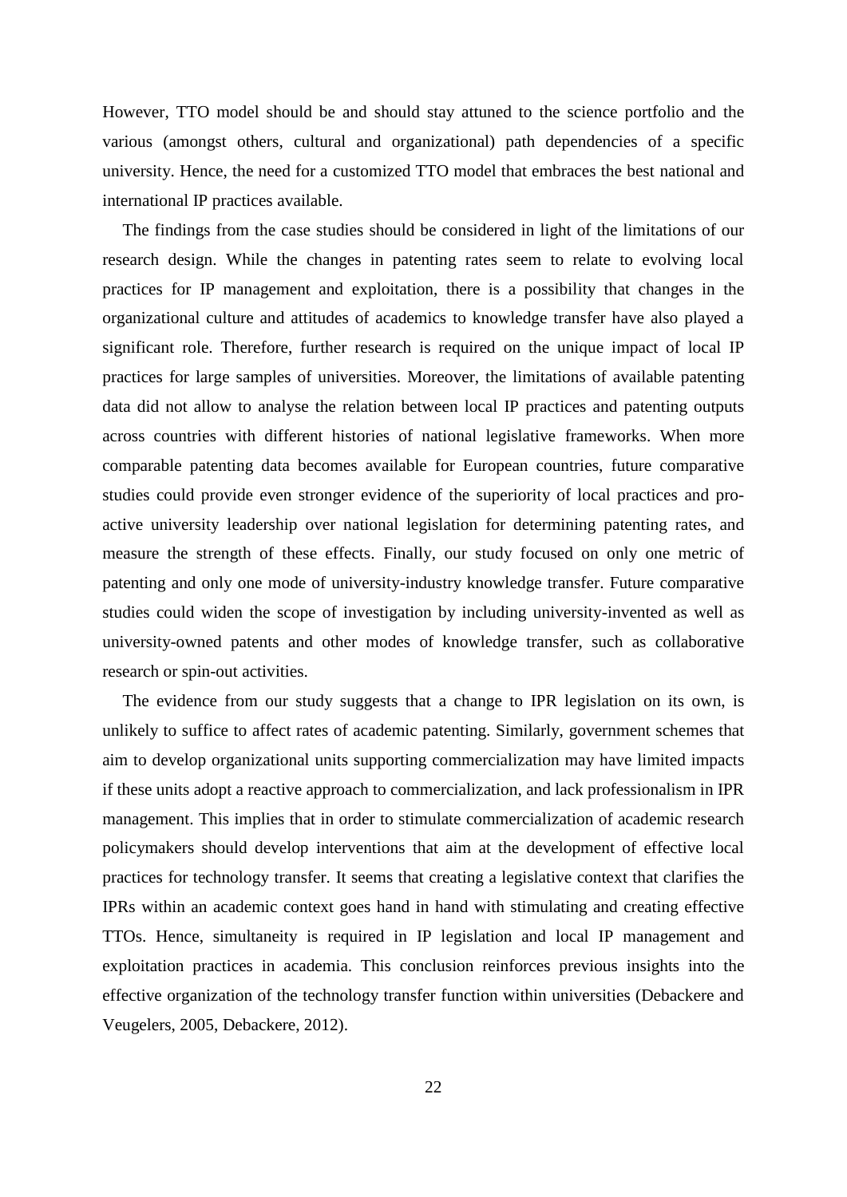However, TTO model should be and should stay attuned to the science portfolio and the various (amongst others, cultural and organizational) path dependencies of a specific university. Hence, the need for a customized TTO model that embraces the best national and international IP practices available.

The findings from the case studies should be considered in light of the limitations of our research design. While the changes in patenting rates seem to relate to evolving local practices for IP management and exploitation, there is a possibility that changes in the organizational culture and attitudes of academics to knowledge transfer have also played a significant role. Therefore, further research is required on the unique impact of local IP practices for large samples of universities. Moreover, the limitations of available patenting data did not allow to analyse the relation between local IP practices and patenting outputs across countries with different histories of national legislative frameworks. When more comparable patenting data becomes available for European countries, future comparative studies could provide even stronger evidence of the superiority of local practices and pro-active university leadership over national legislation for determining patenting rates, and measure the strength of these effects. Finally, our study focused on only one metric of patenting and only one mode of university-industry knowledge transfer. Future comparative studies could widen the scope of investigation by including university-invented as well as university-owned patents and other modes of knowledge transfer, such as collaborative research or spin-out activities.

The evidence from our study suggests that a change to IPR legislation on its own, is unlikely to suffice to affect rates of academic patenting. Similarly, government schemes that aim to develop organizational units supporting commercialization may have limited impacts if these units adopt a reactive approach to commercialization, and lack professionalism in IPR management. This implies that in order to stimulate commercialization of academic research policymakers should develop interventions that aim at the development of effective local practices for technology transfer. It seems that creating a legislative context that clarifies the IPRs within an academic context goes hand in hand with stimulating and creating effective TTOs. Hence, simultaneity is required in IP legislation and local IP management and exploitation practices in academia. This conclusion reinforces previous insights into the effective organization of the technology transfer function within universities (Debackere and Veugelers, 2005, Debackere, 2012).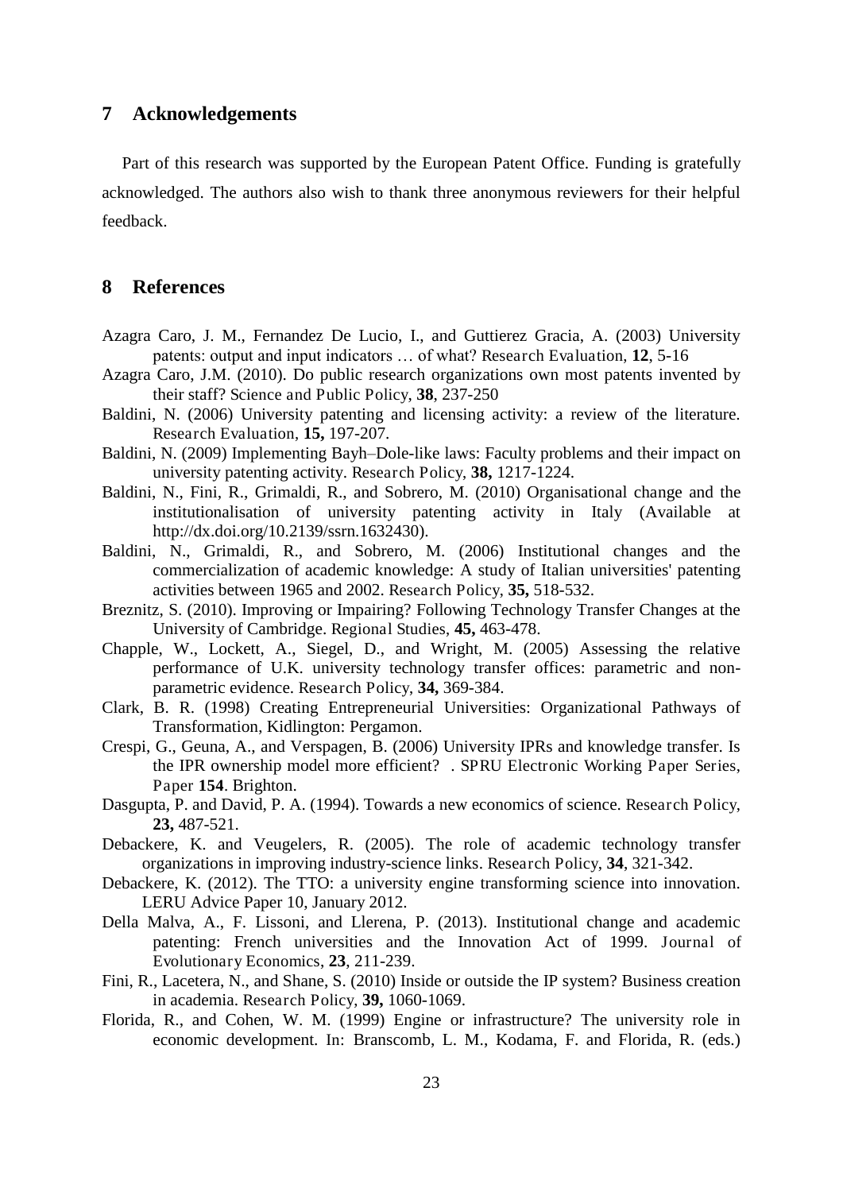## 7 Acknowledgements

Part of this research was supported by the European Patent Office. Funding is gratefully acknowledged. The authors also wish to thank three anonymous reviewers for their helpful feedback.

## 8 References

Azagra Caro, J. M., Fernandez De Lucio, I., and Guttierez Gracia, A. (2003) University patents: output and input indicators … of what? Research Evaluation, **12**, 5-16

Azagra Caro, J.M. (2010). Do public research organizations own most patents invented by their staff? Science and Public Policy, **38**, 237-250

Baldini, N. (2006) University patenting and licensing activity: a review of the literature. Research Evaluation, **15,** 197-207.

Baldini, N. (2009) Implementing Bayh–Dole-like laws: Faculty problems and their impact on university patenting activity. Research Policy, **38,** 1217-1224.

Baldini, N., Fini, R., Grimaldi, R., and Sobrero, M. (2010) Organisational change and the institutionalisation of university patenting activity in Italy (Available at http://dx.doi.org/10.2139/ssrn.1632430).

Baldini, N., Grimaldi, R., and Sobrero, M. (2006) Institutional changes and the commercialization of academic knowledge: A study of Italian universities' patenting activities between 1965 and 2002. Research Policy, **35,** 518-532.

Breznitz, S. (2010). Improving or Impairing? Following Technology Transfer Changes at the University of Cambridge. Regional Studies, **45,** 463-478.

Chapple, W., Lockett, A., Siegel, D., and Wright, M. (2005) Assessing the relative performance of U.K. university technology transfer offices: parametric and non-parametric evidence. Research Policy, **34,** 369-384.

Clark, B. R. (1998) Creating Entrepreneurial Universities: Organizational Pathways of Transformation, Kidlington: Pergamon.

Crespi, G., Geuna, A., and Verspagen, B. (2006) University IPRs and knowledge transfer. Is the IPR ownership model more efficient? . SPRU Electronic Working Paper Series, Paper **154**. Brighton.

Dasgupta, P. and David, P. A. (1994). Towards a new economics of science. Research Policy, **23,** 487-521.

Debackere, K. and Veugelers, R. (2005). The role of academic technology transfer organizations in improving industry-science links. Research Policy, **34**, 321-342.

Debackere, K. (2012). The TTO: a university engine transforming science into innovation. LERU Advice Paper 10, January 2012.

Della Malva, A., F. Lissoni, and Llerena, P. (2013). Institutional change and academic patenting: French universities and the Innovation Act of 1999. Journal of Evolutionary Economics, **23**, 211-239.

Fini, R., Lacetera, N., and Shane, S. (2010) Inside or outside the IP system? Business creation in academia. Research Policy, **39,** 1060-1069.

Florida, R., and Cohen, W. M. (1999) Engine or infrastructure? The university role in economic development. In: Branscomb, L. M., Kodama, F. and Florida, R. (eds.)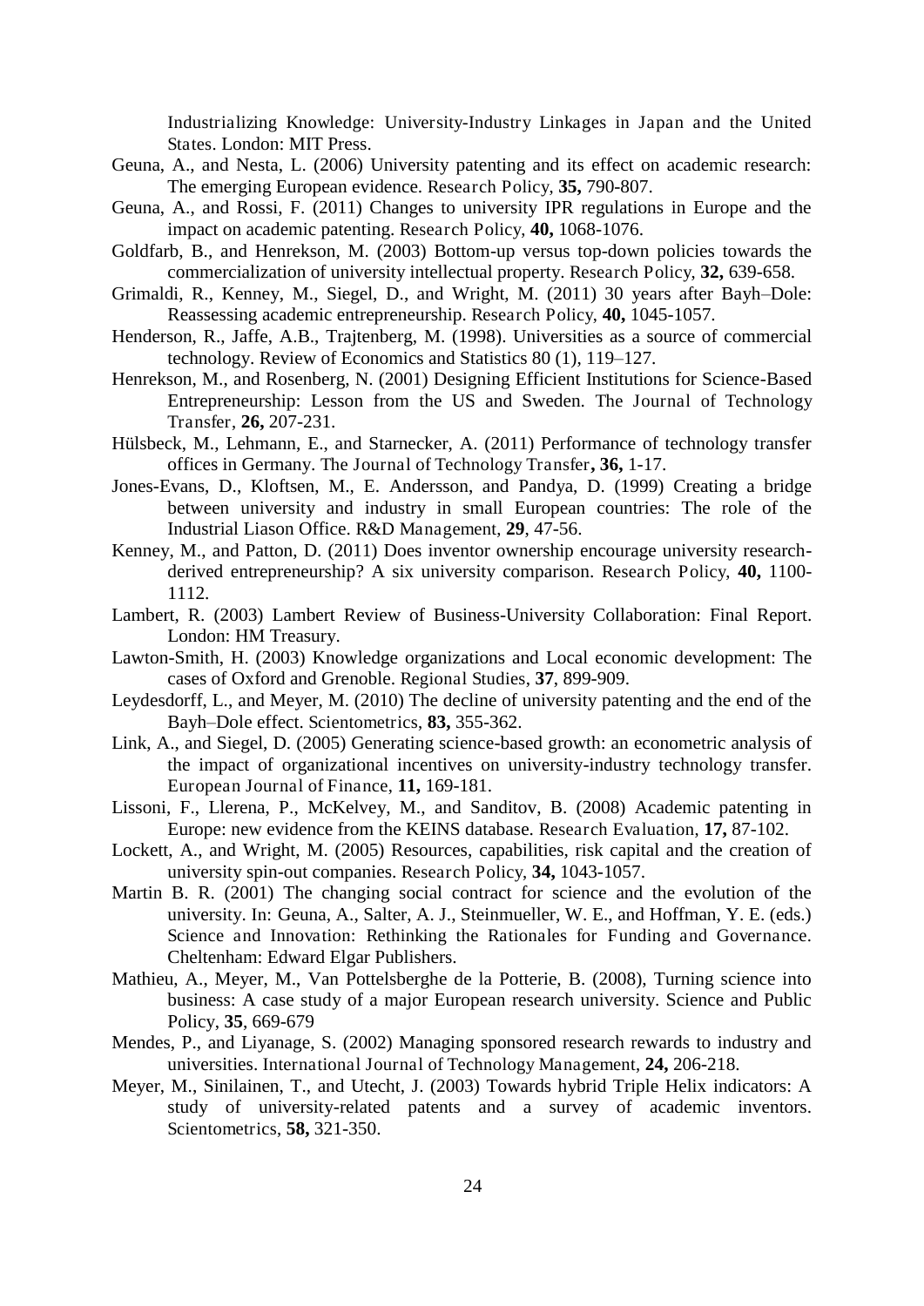Industrializing Knowledge: University-Industry Linkages in Japan and the United States. London: MIT Press.

Geuna, A., and Nesta, L. (2006) University patenting and its effect on academic research: The emerging European evidence. Research Policy, **35,** 790-807.

Geuna, A., and Rossi, F. (2011) Changes to university IPR regulations in Europe and the impact on academic patenting. Research Policy, **40,** 1068-1076.

Goldfarb, B., and Henrekson, M. (2003) Bottom-up versus top-down policies towards the commercialization of university intellectual property. Research Policy, **32,** 639-658.

Grimaldi, R., Kenney, M., Siegel, D., and Wright, M. (2011) 30 years after Bayh–Dole: Reassessing academic entrepreneurship. Research Policy, **40,** 1045-1057.

Henderson, R., Jaffe, A.B., Trajtenberg, M. (1998). Universities as a source of commercial technology. Review of Economics and Statistics 80 (1), 119–127.

Henrekson, M., and Rosenberg, N. (2001) Designing Efficient Institutions for Science-Based Entrepreneurship: Lesson from the US and Sweden. The Journal of Technology Transfer, **26,** 207-231.

Hülsbeck, M., Lehmann, E., and Starnecker, A. (2011) Performance of technology transfer offices in Germany. The Journal of Technology Transfer**, 36,** 1-17.

Jones-Evans, D., Kloftsen, M., E. Andersson, and Pandya, D. (1999) Creating a bridge between university and industry in small European countries: The role of the Industrial Liason Office. R&D Management, **29**, 47-56.

Kenney, M., and Patton, D. (2011) Does inventor ownership encourage university research-derived entrepreneurship? A six university comparison. Research Policy, **40,** 1100-1112.

Lambert, R. (2003) Lambert Review of Business-University Collaboration: Final Report. London: HM Treasury.

Lawton-Smith, H. (2003) Knowledge organizations and Local economic development: The cases of Oxford and Grenoble. Regional Studies, **37**, 899-909.

Leydesdorff, L., and Meyer, M. (2010) The decline of university patenting and the end of the Bayh–Dole effect. Scientometrics, **83,** 355-362.

Link, A., and Siegel, D. (2005) Generating science-based growth: an econometric analysis of the impact of organizational incentives on university-industry technology transfer. European Journal of Finance, **11,** 169-181.

Lissoni, F., Llerena, P., McKelvey, M., and Sanditov, B. (2008) Academic patenting in Europe: new evidence from the KEINS database. Research Evaluation, **17,** 87-102.

Lockett, A., and Wright, M. (2005) Resources, capabilities, risk capital and the creation of university spin-out companies. Research Policy, **34,** 1043-1057.

Martin B. R. (2001) The changing social contract for science and the evolution of the university. In: Geuna, A., Salter, A. J., Steinmueller, W. E., and Hoffman, Y. E. (eds.) Science and Innovation: Rethinking the Rationales for Funding and Governance. Cheltenham: Edward Elgar Publishers.

Mathieu, A., Meyer, M., Van Pottelsberghe de la Potterie, B. (2008), Turning science into business: A case study of a major European research university. Science and Public Policy, **35**, 669-679

Mendes, P., and Liyanage, S. (2002) Managing sponsored research rewards to industry and universities. International Journal of Technology Management, **24,** 206-218.

Meyer, M., Sinilainen, T., and Utecht, J. (2003) Towards hybrid Triple Helix indicators: A study of university-related patents and a survey of academic inventors. Scientometrics, **58,** 321-350.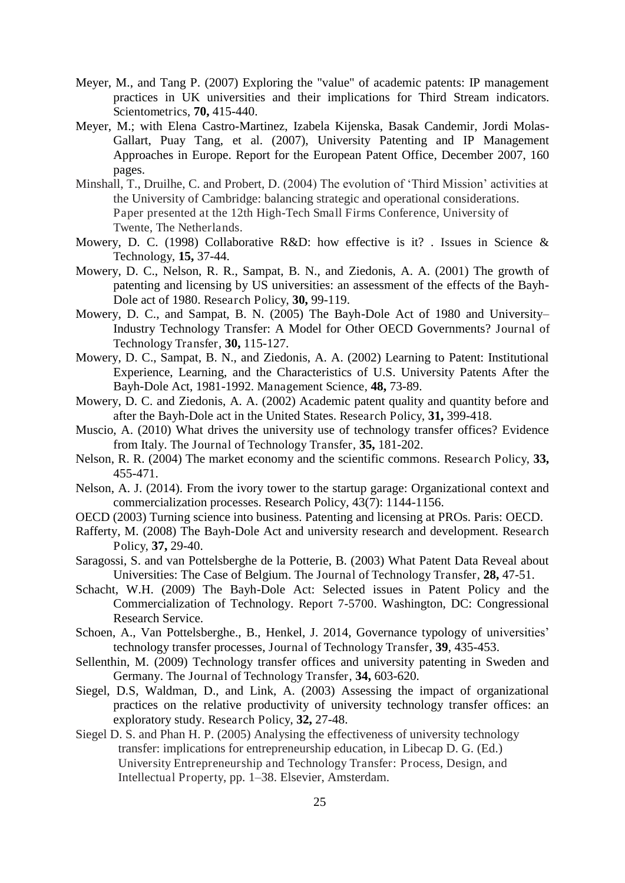Meyer, M., and Tang P. (2007) Exploring the "value" of academic patents: IP management practices in UK universities and their implications for Third Stream indicators. Scientometrics, **70,** 415-440.

Meyer, M.; with Elena Castro-Martinez, Izabela Kijenska, Basak Candemir, Jordi Molas-Gallart, Puay Tang, et al. (2007), University Patenting and IP Management Approaches in Europe. Report for the European Patent Office, December 2007, 160 pages.

Minshall, T., Druilhe, C. and Probert, D. (2004) The evolution of 'Third Mission' activities at the University of Cambridge: balancing strategic and operational considerations. Paper presented at the 12th High-Tech Small Firms Conference, University of Twente, The Netherlands.

Mowery, D. C. (1998) Collaborative R&D: how effective is it? . Issues in Science & Technology, **15,** 37-44.

Mowery, D. C., Nelson, R. R., Sampat, B. N., and Ziedonis, A. A. (2001) The growth of patenting and licensing by US universities: an assessment of the effects of the Bayh-Dole act of 1980. Research Policy, **30,** 99-119.

Mowery, D. C., and Sampat, B. N. (2005) The Bayh-Dole Act of 1980 and University–Industry Technology Transfer: A Model for Other OECD Governments? Journal of Technology Transfer, **30,** 115-127.

Mowery, D. C., Sampat, B. N., and Ziedonis, A. A. (2002) Learning to Patent: Institutional Experience, Learning, and the Characteristics of U.S. University Patents After the Bayh-Dole Act, 1981-1992. Management Science, **48,** 73-89.

Mowery, D. C. and Ziedonis, A. A. (2002) Academic patent quality and quantity before and after the Bayh-Dole act in the United States. Research Policy, **31,** 399-418.

Muscio, A. (2010) What drives the university use of technology transfer offices? Evidence from Italy. The Journal of Technology Transfer, **35,** 181-202.

Nelson, R. R. (2004) The market economy and the scientific commons. Research Policy, **33,** 455-471.

Nelson, A. J. (2014). From the ivory tower to the startup garage: Organizational context and commercialization processes. Research Policy, 43(7): 1144-1156.

OECD (2003) Turning science into business. Patenting and licensing at PROs. Paris: OECD.

Rafferty, M. (2008) The Bayh-Dole Act and university research and development. Research Policy, **37,** 29-40.

Saragossi, S. and van Pottelsberghe de la Potterie, B. (2003) What Patent Data Reveal about Universities: The Case of Belgium. The Journal of Technology Transfer, **28,** 47-51.

Schacht, W.H. (2009) The Bayh-Dole Act: Selected issues in Patent Policy and the Commercialization of Technology. Report 7-5700. Washington, DC: Congressional Research Service.

Schoen, A., Van Pottelsberghe., B., Henkel, J. 2014, Governance typology of universities' technology transfer processes, Journal of Technology Transfer, **39**, 435-453.

Sellenthin, M. (2009) Technology transfer offices and university patenting in Sweden and Germany. The Journal of Technology Transfer, **34,** 603-620.

Siegel, D.S, Waldman, D., and Link, A. (2003) Assessing the impact of organizational practices on the relative productivity of university technology transfer offices: an exploratory study. Research Policy, **32,** 27-48.

Siegel D. S. and Phan H. P. (2005) Analysing the effectiveness of university technology transfer: implications for entrepreneurship education, in Libecap D. G. (Ed.) University Entrepreneurship and Technology Transfer: Process, Design, and Intellectual Property, pp. 1–38. Elsevier, Amsterdam.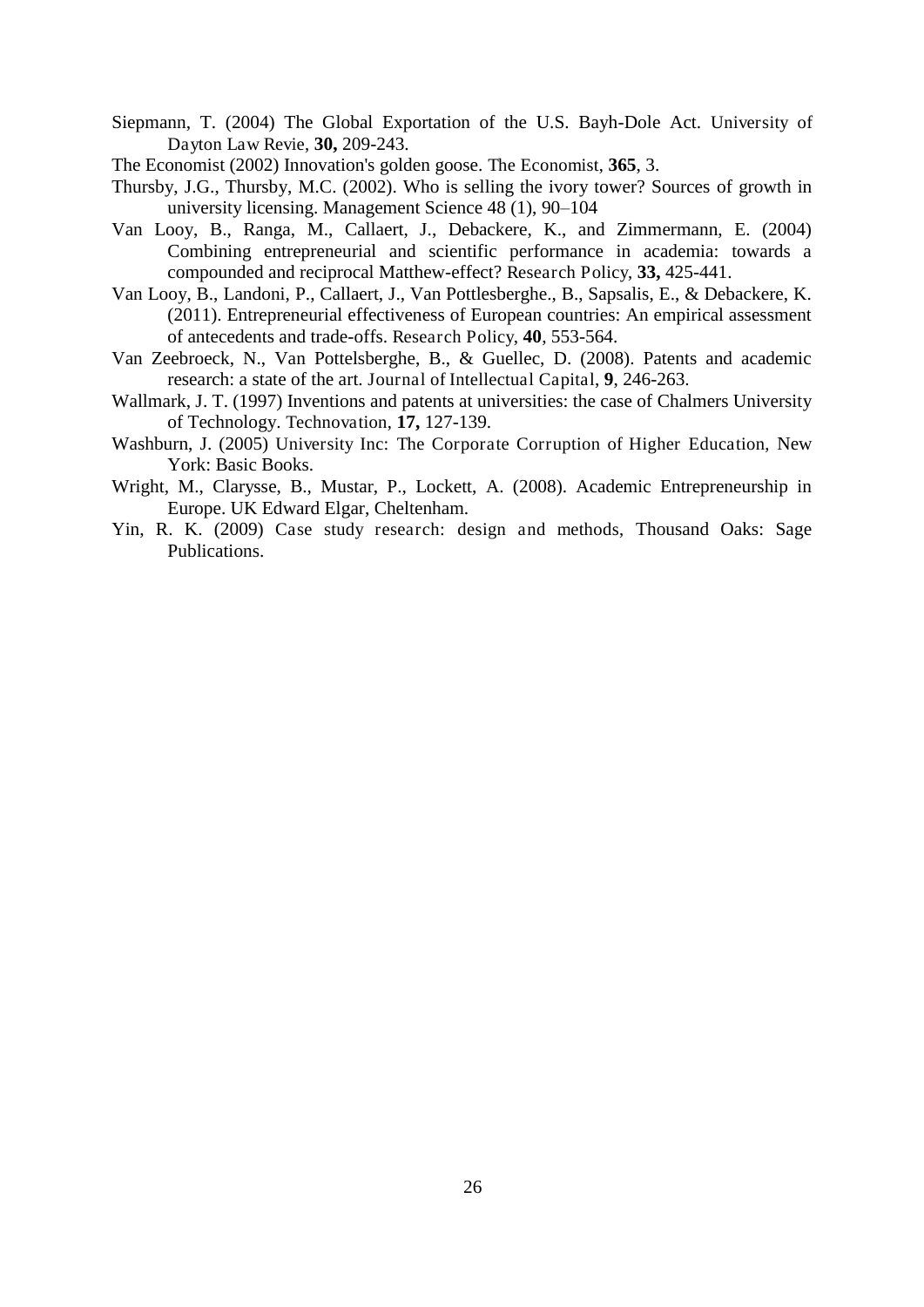Siepmann, T. (2004) The Global Exportation of the U.S. Bayh-Dole Act. University of Dayton Law Revie, **30,** 209-243.

The Economist (2002) Innovation's golden goose. The Economist, **365**, 3.

Thursby, J.G., Thursby, M.C. (2002). Who is selling the ivory tower? Sources of growth in university licensing. Management Science 48 (1), 90–104

Van Looy, B., Ranga, M., Callaert, J., Debackere, K., and Zimmermann, E. (2004) Combining entrepreneurial and scientific performance in academia: towards a compounded and reciprocal Matthew-effect? Research Policy, **33,** 425-441.

Van Looy, B., Landoni, P., Callaert, J., Van Pottlesberghe., B., Sapsalis, E., & Debackere, K. (2011). Entrepreneurial effectiveness of European countries: An empirical assessment of antecedents and trade-offs. Research Policy, **40**, 553-564.

Van Zeebroeck, N., Van Pottelsberghe, B., & Guellec, D. (2008). Patents and academic research: a state of the art. Journal of Intellectual Capital, **9**, 246-263.

Wallmark, J. T. (1997) Inventions and patents at universities: the case of Chalmers University of Technology. Technovation, **17,** 127-139.

Washburn, J. (2005) University Inc: The Corporate Corruption of Higher Education, New York: Basic Books.

Wright, M., Clarysse, B., Mustar, P., Lockett, A. (2008). Academic Entrepreneurship in Europe. UK Edward Elgar, Cheltenham.

Yin, R. K. (2009) Case study research: design and methods, Thousand Oaks: Sage Publications.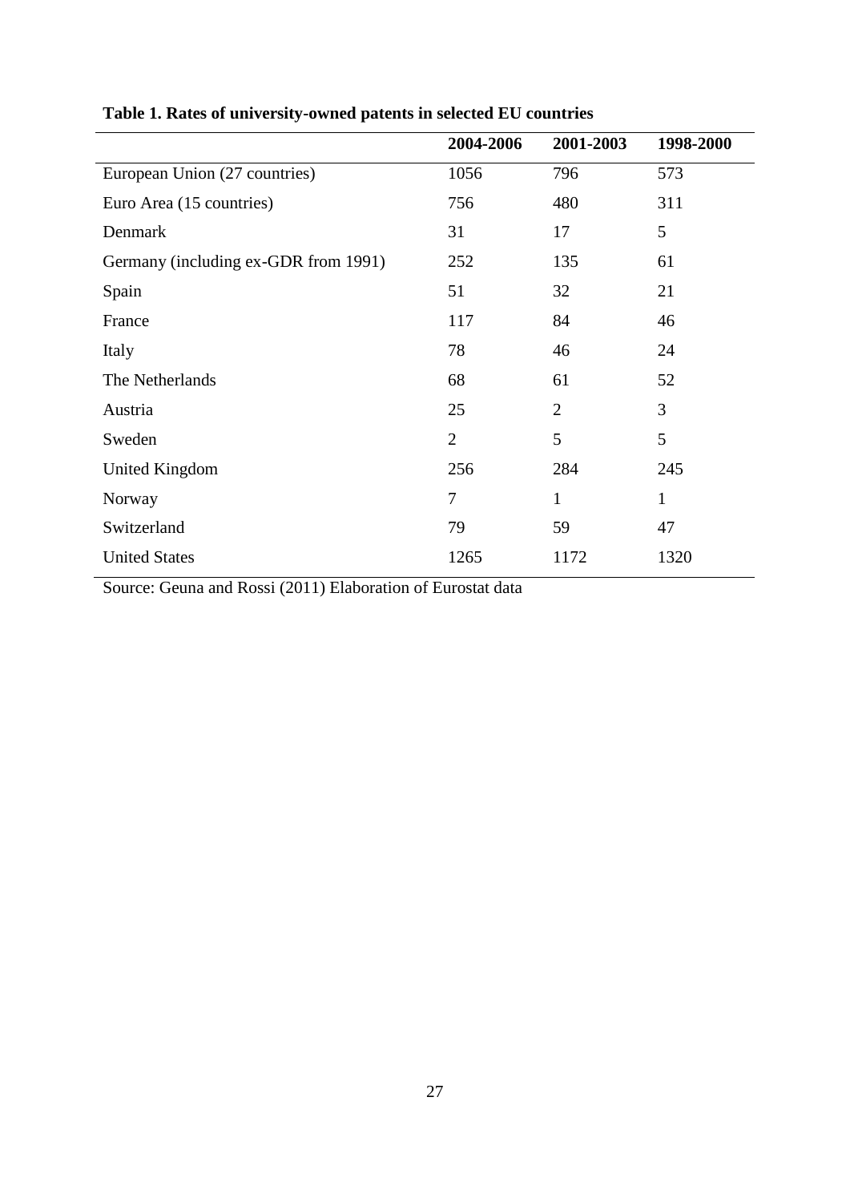**Table 1. Rates of university-owned patents in selected EU countries**

| | 2004-2006 | 2001-2003 | 1998-2000 |
|---|---|---|---|
| European Union (27 countries) | 1056 | 796 | 573 |
| Euro Area (15 countries) | 756 | 480 | 311 |
| Denmark | 31 | 17 | 5 |
| Germany (including ex-GDR from 1991) | 252 | 135 | 61 |
| Spain | 51 | 32 | 21 |
| France | 117 | 84 | 46 |
| Italy | 78 | 46 | 24 |
| The Netherlands | 68 | 61 | 52 |
| Austria | 25 | 2 | 3 |
| Sweden | 2 | 5 | 5 |
| United Kingdom | 256 | 284 | 245 |
| Norway | 7 | 1 | 1 |
| Switzerland | 79 | 59 | 47 |
| United States | 1265 | 1172 | 1320 |

Source: Geuna and Rossi (2011) Elaboration of Eurostat data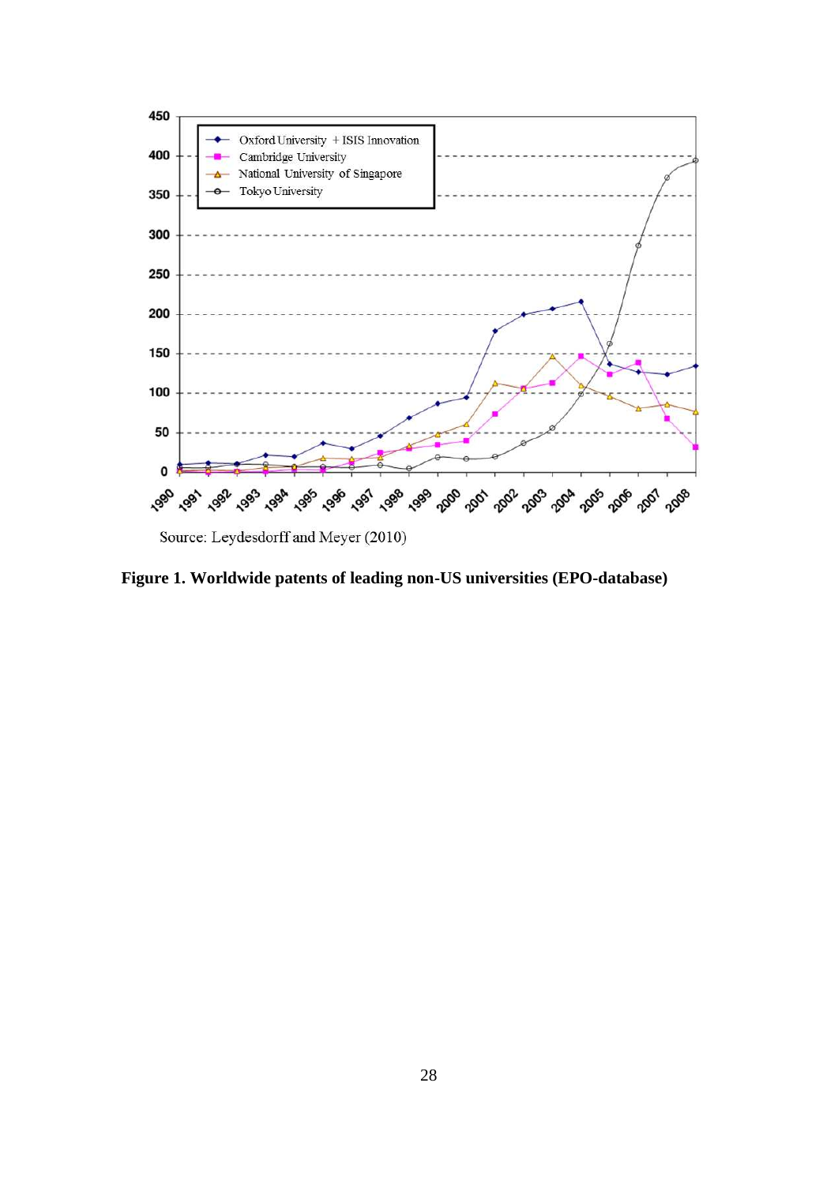450
400
350
300
250
200
150
100
50
0

Oxford University + ISIS Innovation
Cambridge University
National University of Singapore
Tokyo University

1990 1991 1992 1993 1994 1995 1996 1997 1998 1999 2000 2001 2002 2003 2004 2005 2006 2007 2008

Source: Leydesdorff and Meyer (2010)

**Figure 1. Worldwide patents of leading non-US universities (EPO-database)**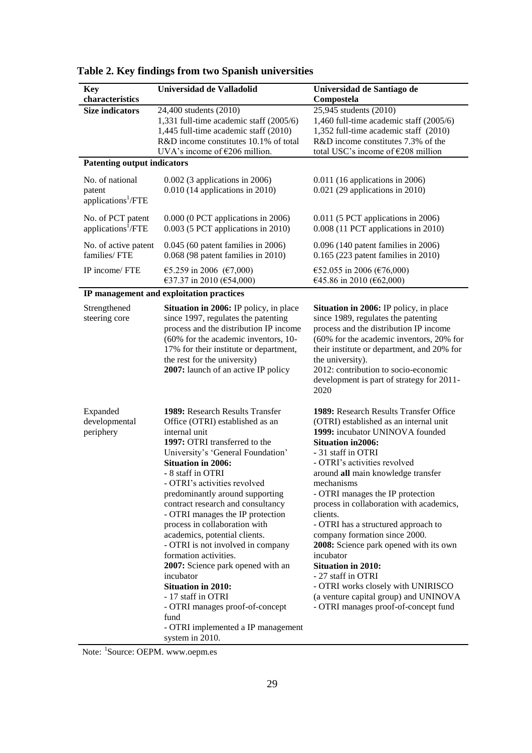**Table 2. Key findings from two Spanish universities**

| Key characteristics | Universidad de Valladolid | Universidad de Santiago de Compostela |
|---|---|---|
| **Size indicators** | 24,400 students (2010)<br>1,331 full-time academic staff (2005/6)<br>1,445 full-time academic staff (2010)<br>R&D income constitutes 10.1% of total UVA's income of €206 million. | 25,945 students (2010)<br>1,460 full-time academic staff (2005/6)<br>1,352 full-time academic staff (2010)<br>R&D income constitutes 7.3% of the total USC's income of €208 million |
| **Patenting output indicators** | | |
| No. of national patent applications[1]/FTE | 0.002 (3 applications in 2006)<br>0.010 (14 applications in 2010) | 0.011 (16 applications in 2006)<br>0.021 (29 applications in 2010) |
| No. of PCT patent applications[1]/FTE | 0.000 (0 PCT applications in 2006)<br>0.003 (5 PCT applications in 2010) | 0.011 (5 PCT applications in 2006)<br>0.008 (11 PCT applications in 2010) |
| No. of active patent families/ FTE | 0.045 (60 patent families in 2006)<br>0.068 (98 patent families in 2010) | 0.096 (140 patent families in 2006)<br>0.165 (223 patent families in 2010) |
| IP income/ FTE | €5.259 in 2006 (€7,000)<br>€37.37 in 2010 (€54,000) | €52.055 in 2006 (€76,000)<br>€45.86 in 2010 (€62,000) |
| **IP management and exploitation practices** | | |
| Strengthened steering core | **Situation in 2006:** IP policy, in place since 1997, regulates the patenting process and the distribution IP income (60% for the academic inventors, 10-17% for their institute or department, the rest for the university)<br>**2007:** launch of an active IP policy | **Situation in 2006:** IP policy, in place since 1989, regulates the patenting process and the distribution IP income (60% for the academic inventors, 20% for their institute or department, and 20% for the university).<br>2012: contribution to socio-economic development is part of strategy for 2011-2020 |
| Expanded developmental periphery | **1989:** Research Results Transfer Office (OTRI) established as an internal unit<br>**1997:** OTRI transferred to the University's 'General Foundation'<br>**Situation in 2006:**<br>- 8 staff in OTRI<br>- OTRI's activities revolved predominantly around supporting contract research and consultancy<br>- OTRI manages the IP protection process in collaboration with academics, potential clients.<br>- OTRI is not involved in company formation activities.<br>**2007:** Science park opened with an incubator<br>**Situation in 2010:**<br>- 17 staff in OTRI<br>- OTRI manages proof-of-concept fund<br>- OTRI implemented a IP management system in 2010. | **1989:** Research Results Transfer Office (OTRI) established as an internal unit<br>**1999:** incubator UNINOVA founded<br>**Situation in2006:**<br>- 31 staff in OTRI<br>- OTRI's activities revolved around **all** main knowledge transfer mechanisms<br>- OTRI manages the IP protection process in collaboration with academics, clients.<br>- OTRI has a structured approach to company formation since 2000.<br>**2008:** Science park opened with its own incubator<br>**Situation in 2010:**<br>- 27 staff in OTRI<br>- OTRI works closely with UNIRISCO (a venture capital group) and UNINOVA<br>- OTRI manages proof-of-concept fund |

Note: [1]Source: OEPM. www.oepm.es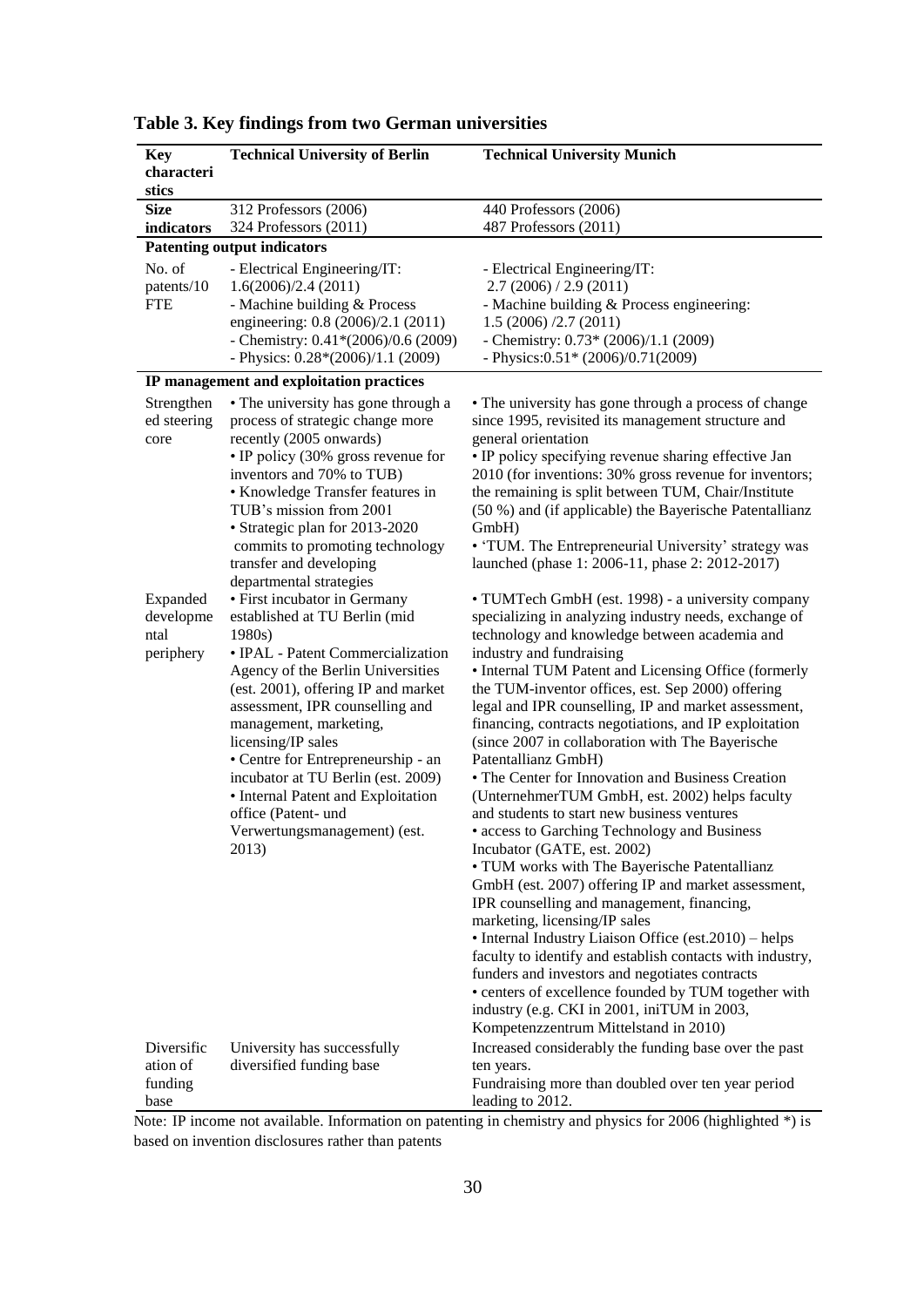# Table 3. Key findings from two German universities

| Key characteristics | Technical University of Berlin | Technical University Munich |
|---|---|---|
| **Size indicators** | 312 Professors (2006)<br>324 Professors (2011) | 440 Professors (2006)<br>487 Professors (2011) |
| **Patenting output indicators** | | |
| No. of patents/10 FTE | - Electrical Engineering/IT: 1.6(2006)/2.4 (2011)<br>- Machine building & Process engineering: 0.8 (2006)/2.1 (2011)<br>- Chemistry: 0.41*(2006)/0.6 (2009)<br>- Physics: 0.28*(2006)/1.1 (2009) | - Electrical Engineering/IT: 2.7 (2006) / 2.9 (2011)<br>- Machine building & Process engineering: 1.5 (2006) /2.7 (2011)<br>- Chemistry: 0.73* (2006)/1.1 (2009)<br>- Physics:0.51* (2006)/0.71(2009) |
| **IP management and exploitation practices** | | |
| Strengthened steering core | • The university has gone through a process of strategic change more recently (2005 onwards)<br>• IP policy (30% gross revenue for inventors and 70% to TUB)<br>• Knowledge Transfer features in TUB's mission from 2001<br>• Strategic plan for 2013-2020 commits to promoting technology transfer and developing departmental strategies | • The university has gone through a process of change since 1995, revisited its management structure and general orientation<br>• IP policy specifying revenue sharing effective Jan 2010 (for inventions: 30% gross revenue for inventors; the remaining is split between TUM, Chair/Institute (50 %) and (if applicable) the Bayerische Patentallianz GmbH)<br>• 'TUM. The Entrepreneurial University' strategy was launched (phase 1: 2006-11, phase 2: 2012-2017) |
| Expanded developmental periphery | • First incubator in Germany established at TU Berlin (mid 1980s)<br>• IPAL - Patent Commercialization Agency of the Berlin Universities (est. 2001), offering IP and market assessment, IPR counselling and management, marketing, licensing/IP sales<br>• Centre for Entrepreneurship - an incubator at TU Berlin (est. 2009)<br>• Internal Patent and Exploitation office (Patent- und Verwertungsmanagement) (est. 2013) | • TUMTech GmbH (est. 1998) - a university company specializing in analyzing industry needs, exchange of technology and knowledge between academia and industry and fundraising<br>• Internal TUM Patent and Licensing Office (formerly the TUM-inventor offices, est. Sep 2000) offering legal and IPR counselling, IP and market assessment, financing, contracts negotiations, and IP exploitation (since 2007 in collaboration with The Bayerische Patentallianz GmbH)<br>• The Center for Innovation and Business Creation (UnternehmerTUM GmbH, est. 2002) helps faculty and students to start new business ventures<br>• access to Garching Technology and Business Incubator (GATE, est. 2002)<br>• TUM works with The Bayerische Patentallianz GmbH (est. 2007) offering IP and market assessment, IPR counselling and management, financing, marketing, licensing/IP sales<br>• Internal Industry Liaison Office (est.2010) – helps faculty to identify and establish contacts with industry, funders and investors and negotiates contracts<br>• centers of excellence founded by TUM together with industry (e.g. CKI in 2001, iniTUM in 2003, Kompetenzzentrum Mittelstand in 2010) |
| Diversification of funding base | University has successfully diversified funding base | Increased considerably the funding base over the past ten years.<br>Fundraising more than doubled over ten year period leading to 2012. |

Note: IP income not available. Information on patenting in chemistry and physics for 2006 (highlighted *) is based on invention disclosures rather than patents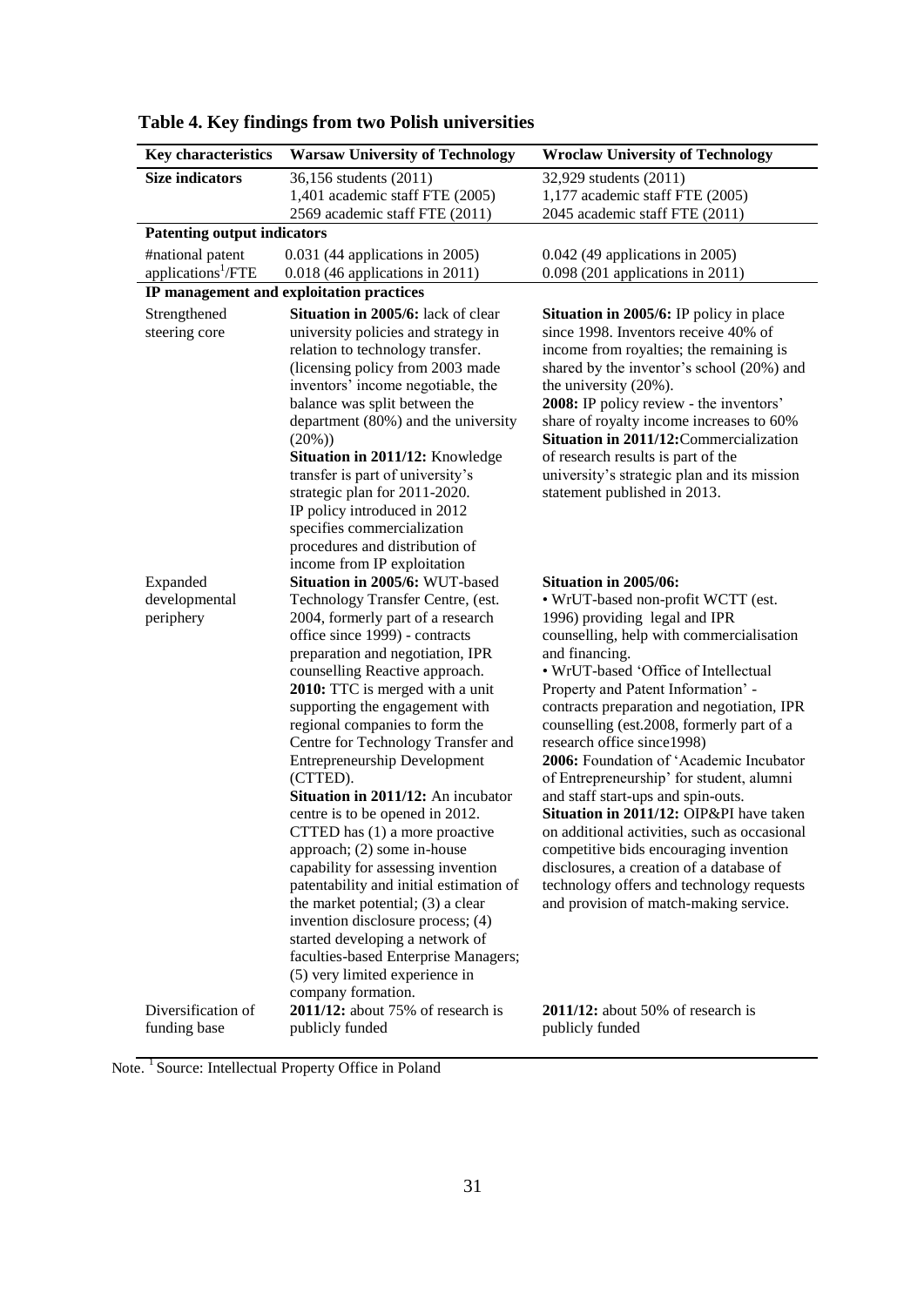**Table 4. Key findings from two Polish universities**

| Key characteristics | Warsaw University of Technology | Wroclaw University of Technology |
|---|---|---|
| **Size indicators** | 36,156 students (2011)<br>1,401 academic staff FTE (2005)<br>2569 academic staff FTE (2011) | 32,929 students (2011)<br>1,177 academic staff FTE (2005)<br>2045 academic staff FTE (2011) |
| **Patenting output indicators** | | |
| #national patent applications[1]/FTE | 0.031 (44 applications in 2005)<br>0.018 (46 applications in 2011) | 0.042 (49 applications in 2005)<br>0.098 (201 applications in 2011) |
| **IP management and exploitation practices** | | |
| Strengthened steering core | **Situation in 2005/6:** lack of clear university policies and strategy in relation to technology transfer. (licensing policy from 2003 made inventors' income negotiable, the balance was split between the department (80%) and the university (20%))<br>**Situation in 2011/12:** Knowledge transfer is part of university's strategic plan for 2011-2020. IP policy introduced in 2012 specifies commercialization procedures and distribution of income from IP exploitation | **Situation in 2005/6:** IP policy in place since 1998. Inventors receive 40% of income from royalties; the remaining is shared by the inventor's school (20%) and the university (20%).<br>**2008:** IP policy review - the inventors' share of royalty income increases to 60%<br>**Situation in 2011/12:**Commercialization of research results is part of the university's strategic plan and its mission statement published in 2013. |
| Expanded developmental periphery | **Situation in 2005/6:** WUT-based Technology Transfer Centre, (est. 2004, formerly part of a research office since 1999) - contracts preparation and negotiation, IPR counselling Reactive approach.<br>**2010:** TTC is merged with a unit supporting the engagement with regional companies to form the Centre for Technology Transfer and Entrepreneurship Development (CTTED).<br>**Situation in 2011/12:** An incubator centre is to be opened in 2012. CTTED has (1) a more proactive approach; (2) some in-house capability for assessing invention patentability and initial estimation of the market potential; (3) a clear invention disclosure process; (4) started developing a network of faculties-based Enterprise Managers; (5) very limited experience in company formation. | **Situation in 2005/06:**<br>• WrUT-based non-profit WCTT (est. 1996) providing legal and IPR counselling, help with commercialisation and financing.<br>• WrUT-based 'Office of Intellectual Property and Patent Information' - contracts preparation and negotiation, IPR counselling (est.2008, formerly part of a research office since1998)<br>**2006:** Foundation of 'Academic Incubator of Entrepreneurship' for student, alumni and staff start-ups and spin-outs.<br>**Situation in 2011/12:** OIP&PI have taken on additional activities, such as occasional competitive bids encouraging invention disclosures, a creation of a database of technology offers and technology requests and provision of match-making service. |
| Diversification of funding base | **2011/12:** about 75% of research is publicly funded | **2011/12:** about 50% of research is publicly funded |

Note. [1] Source: Intellectual Property Office in Poland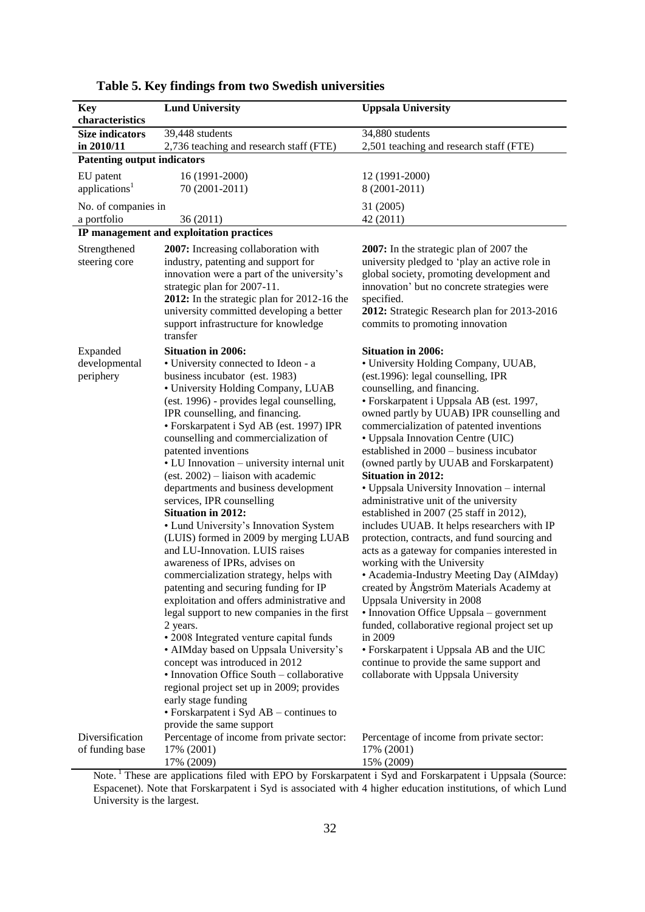**Table 5. Key findings from two Swedish universities**

| Key characteristics | Lund University | Uppsala University |
|---|---|---|
| **Size indicators in 2010/11** | 39,448 students<br>2,736 teaching and research staff (FTE) | 34,880 students<br>2,501 teaching and research staff (FTE) |
| **Patenting output indicators** | | |
| EU patent applications[1] | 16 (1991-2000)<br>70 (2001-2011) | 12 (1991-2000)<br>8 (2001-2011) |
| No. of companies in a portfolio | 36 (2011) | 31 (2005)<br>42 (2011) |
| **IP management and exploitation practices** | | |
| Strengthened steering core | **2007:** Increasing collaboration with industry, patenting and support for innovation were a part of the university's strategic plan for 2007-11.<br>**2012:** In the strategic plan for 2012-16 the university committed developing a better support infrastructure for knowledge transfer | **2007:** In the strategic plan of 2007 the university pledged to 'play an active role in global society, promoting development and innovation' but no concrete strategies were specified.<br>**2012:** Strategic Research plan for 2013-2016 commits to promoting innovation |
| Expanded developmental periphery | **Situation in 2006:**<br>• University connected to Ideon - a business incubator (est. 1983)<br>• University Holding Company, LUAB (est. 1996) - provides legal counselling, IPR counselling, and financing.<br>• Forskarpatent i Syd AB (est. 1997) IPR counselling and commercialization of patented inventions<br>• LU Innovation – university internal unit (est. 2002) – liaison with academic departments and business development services, IPR counselling<br>**Situation in 2012:**<br>• Lund University's Innovation System (LUIS) formed in 2009 by merging LUAB and LU-Innovation. LUIS raises awareness of IPRs, advises on commercialization strategy, helps with patenting and securing funding for IP exploitation and offers administrative and legal support to new companies in the first 2 years.<br>• 2008 Integrated venture capital funds<br>• AIMday based on Uppsala University's concept was introduced in 2012<br>• Innovation Office South – collaborative regional project set up in 2009; provides early stage funding<br>• Forskarpatent i Syd AB – continues to provide the same support | **Situation in 2006:**<br>• University Holding Company, UUAB, (est.1996): legal counselling, IPR counselling, and financing.<br>• Forskarpatent i Uppsala AB (est. 1997, owned partly by UUAB) IPR counselling and commercialization of patented inventions<br>• Uppsala Innovation Centre (UIC) established in 2000 – business incubator (owned partly by UUAB and Forskarpatent)<br>**Situation in 2012:**<br>• Uppsala University Innovation – internal administrative unit of the university established in 2007 (25 staff in 2012), includes UUAB. It helps researchers with IP protection, contracts, and fund sourcing and acts as a gateway for companies interested in working with the University<br>• Academia-Industry Meeting Day (AIMday) created by Ångström Materials Academy at Uppsala University in 2008<br>• Innovation Office Uppsala – government funded, collaborative regional project set up in 2009<br>• Forskarpatent i Uppsala AB and the UIC continue to provide the same support and collaborate with Uppsala University |
| Diversification of funding base | Percentage of income from private sector:<br>17% (2001)<br>17% (2009) | Percentage of income from private sector:<br>17% (2001)<br>15% (2009) |

Note. [1] These are applications filed with EPO by Forskarpatent i Syd and Forskarpatent i Uppsala (Source: Espacenet). Note that Forskarpatent i Syd is associated with 4 higher education institutions, of which Lund University is the largest.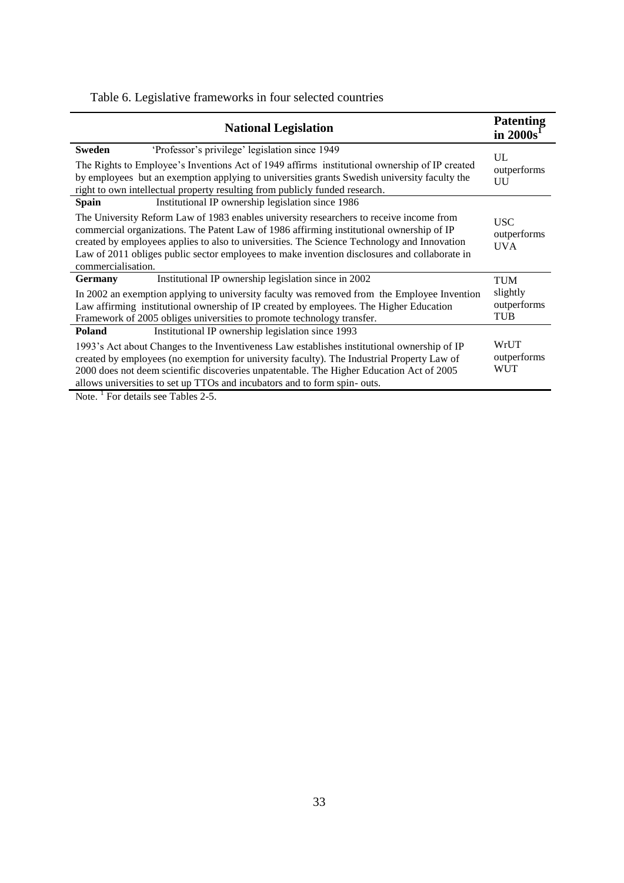Table 6. Legislative frameworks in four selected countries

| National Legislation | Patenting in 2000s[1] |
|---|---|
| **Sweden** 'Professor's privilege' legislation since 1949<br>The Rights to Employee's Inventions Act of 1949 affirms institutional ownership of IP created by employees but an exemption applying to universities grants Swedish university faculty the right to own intellectual property resulting from publicly funded research. | UL outperforms UU |
| **Spain** Institutional IP ownership legislation since 1986<br>The University Reform Law of 1983 enables university researchers to receive income from commercial organizations. The Patent Law of 1986 affirming institutional ownership of IP created by employees applies to also to universities. The Science Technology and Innovation Law of 2011 obliges public sector employees to make invention disclosures and collaborate in commercialisation. | USC outperforms UVA |
| **Germany** Institutional IP ownership legislation since in 2002<br>In 2002 an exemption applying to university faculty was removed from the Employee Invention Law affirming institutional ownership of IP created by employees. The Higher Education Framework of 2005 obliges universities to promote technology transfer. | TUM slightly outperforms TUB |
| **Poland** Institutional IP ownership legislation since 1993<br>1993's Act about Changes to the Inventiveness Law establishes institutional ownership of IP created by employees (no exemption for university faculty). The Industrial Property Law of 2000 does not deem scientific discoveries unpatentable. The Higher Education Act of 2005 allows universities to set up TTOs and incubators and to form spin- outs. | WrUT outperforms WUT |

Note. [1] For details see Tables 2-5.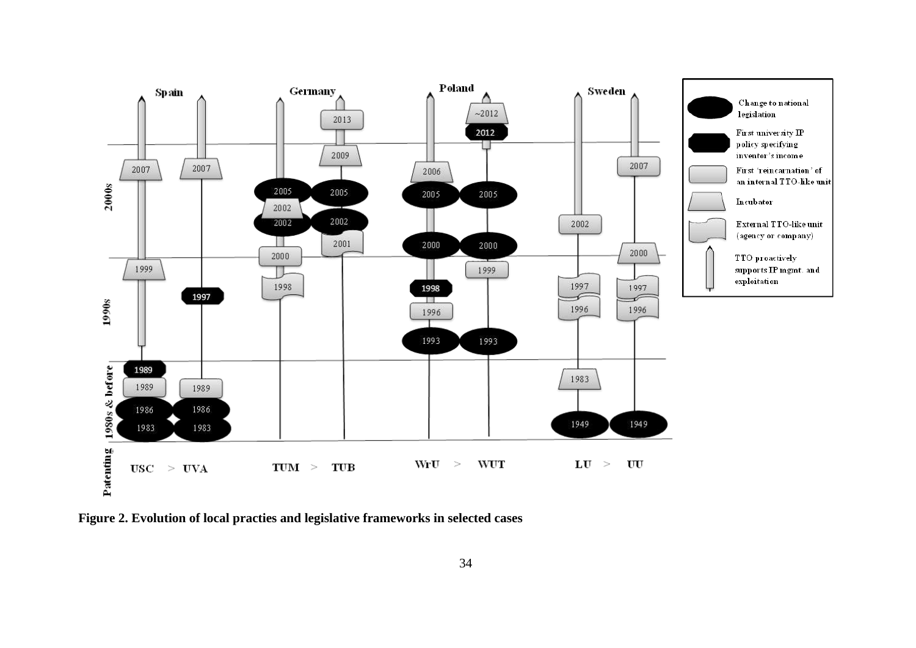Spain

Germany

Poland

Sweden

2000s

1990s

1980s & before

Patenting

USC > UVA

TUM > TUB

WrU > WUT

LU > UU

2007 2007 2013 2009 ~2012 2012 2006 2007 2005 2005 2005 2005 2002 2002 2002 2002 2001 2000 2000 2000 2000 1999 1999 1998 1998 1997 1997 1997 1996 1996 1996 1993 1993 1989 1989 1989 1983 1986 1986 1983 1983 1949 1949

Change to national legislation

First university IP policy specifying inventor's income

First 'reincarnation' of an internal TTO-like unit

Incubator

External TTO-like unit (agency or company)

TTO proactively supports IP mgmt. and exploitation

**Figure 2. Evolution of local practies and legislative frameworks in selected cases**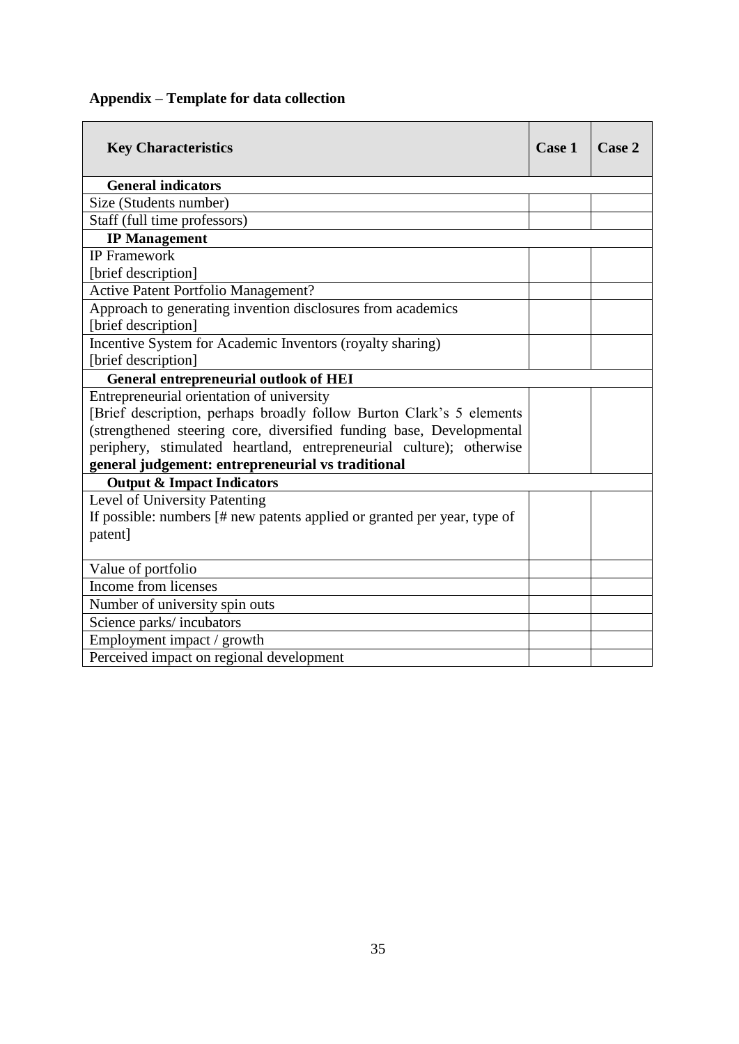**Appendix – Template for data collection**

| **Key Characteristics** | **Case 1** | **Case 2** |
| --- | --- | --- |
| **General indicators** | | |
| Size (Students number) | | |
| Staff (full time professors) | | |
| **IP Management** | | |
| IP Framework [brief description] | | |
| Active Patent Portfolio Management? | | |
| Approach to generating invention disclosures from academics [brief description] | | |
| Incentive System for Academic Inventors (royalty sharing) [brief description] | | |
| **General entrepreneurial outlook of HEI** | | |
| Entrepreneurial orientation of university [Brief description, perhaps broadly follow Burton Clark's 5 elements (strengthened steering core, diversified funding base, Developmental periphery, stimulated heartland, entrepreneurial culture); otherwise **general judgement: entrepreneurial vs traditional** | | |
| **Output & Impact Indicators** | | |
| Level of University Patenting If possible: numbers [# new patents applied or granted per year, type of patent] | | |
| Value of portfolio | | |
| Income from licenses | | |
| Number of university spin outs | | |
| Science parks/ incubators | | |
| Employment impact / growth | | |
| Perceived impact on regional development | | |